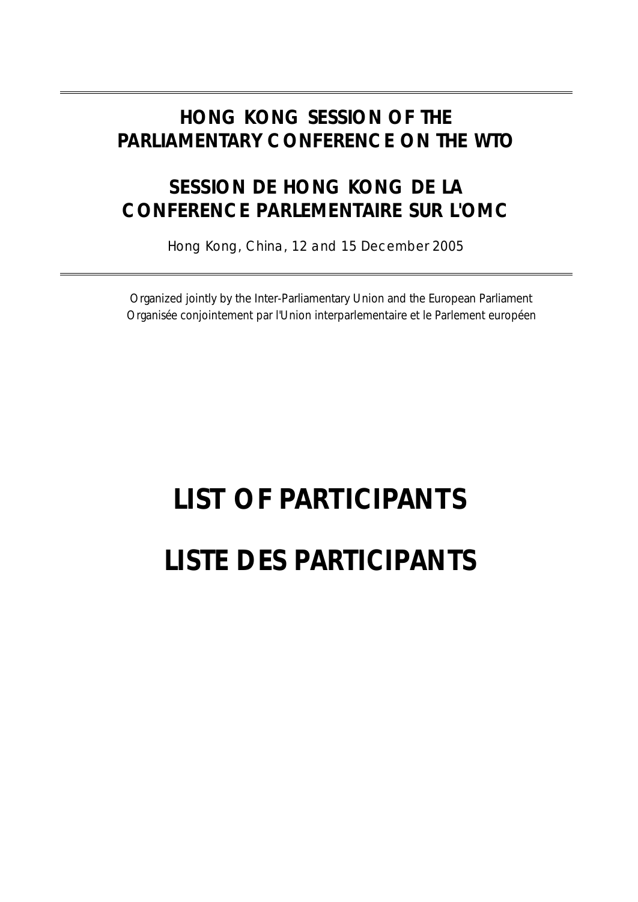# HONG KONG SESSION OF THE PARLIAMENTARY CONFERENCE ON THE WTO

# SESSION DE HONG KONG DE LA CONFERENCE PARLEMENTAIRE SUR L'OMC

Hong Kong, China, 12 and 15 December 2005

Organized jointly by the Inter-Parliamentary Union and the European Parliament
Organisée conjointement par l'Union interparlementaire et le Parlement européen

# LIST OF PARTICIPANTS

# LISTE DES PARTICIPANTS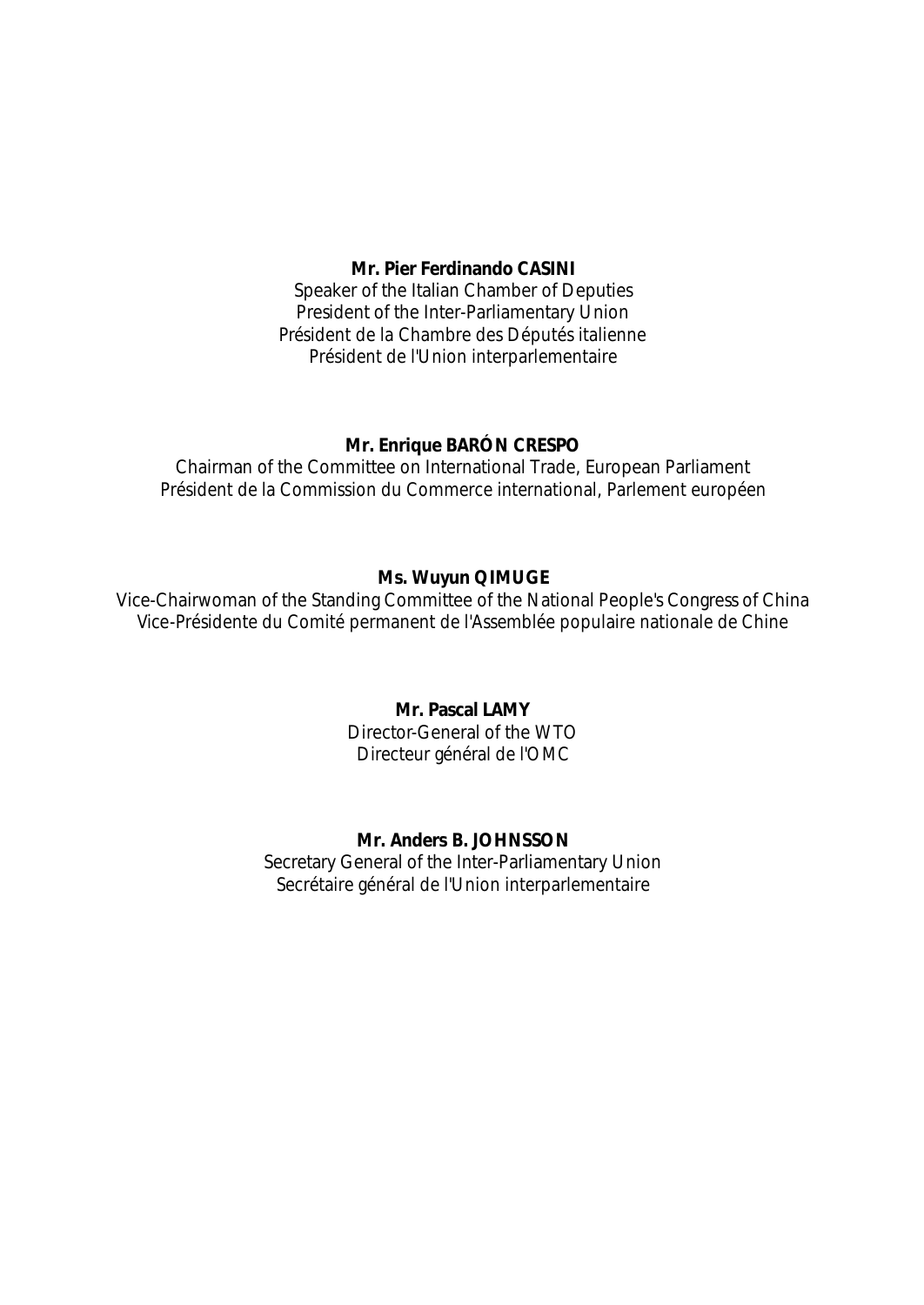**Mr. Pier Ferdinando CASINI**
Speaker of the Italian Chamber of Deputies
President of the Inter-Parliamentary Union
Président de la Chambre des Députés italienne
Président de l'Union interparlementaire

**Mr. Enrique BARÓN CRESPO**
Chairman of the Committee on International Trade, European Parliament
Président de la Commission du Commerce international, Parlement européen

**Ms. Wuyun QIMUGE**
Vice-Chairwoman of the Standing Committee of the National People's Congress of China
Vice-Présidente du Comité permanent de l'Assemblée populaire nationale de Chine

**Mr. Pascal LAMY**
Director-General of the WTO
Directeur général de l'OMC

**Mr. Anders B. JOHNSSON**
Secretary General of the Inter-Parliamentary Union
Secrétaire général de l'Union interparlementaire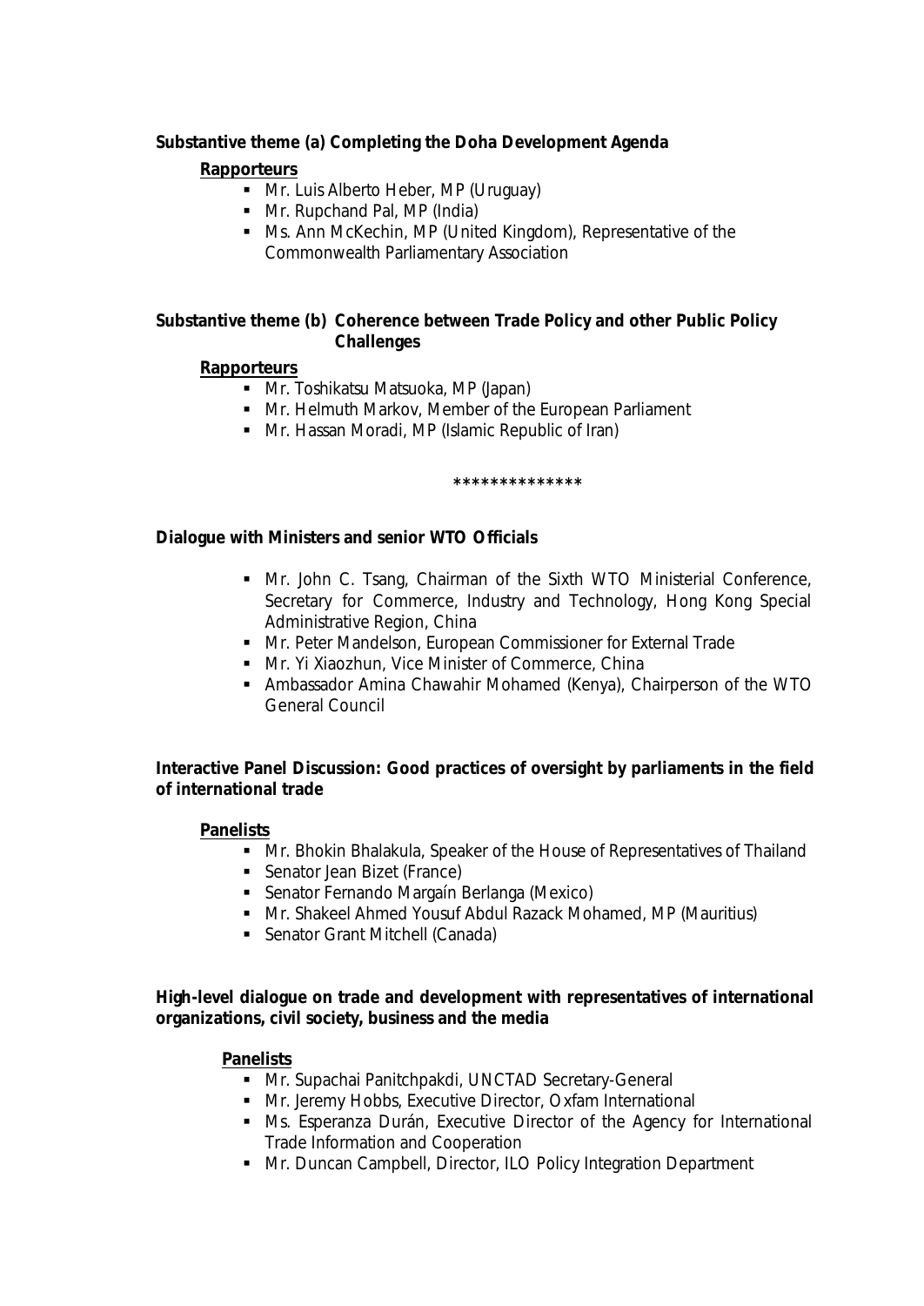**Substantive theme (a) Completing the Doha Development Agenda**

**Rapporteurs**

- Mr. Luis Alberto Heber, MP (Uruguay)
- Mr. Rupchand Pal, MP (India)
- Ms. Ann McKechin, MP (United Kingdom), Representative of the Commonwealth Parliamentary Association

**Substantive theme (b) Coherence between Trade Policy and other Public Policy Challenges**

**Rapporteurs**

- Mr. Toshikatsu Matsuoka, MP (Japan)
- Mr. Helmuth Markov, Member of the European Parliament
- Mr. Hassan Moradi, MP (Islamic Republic of Iran)

**************

**Dialogue with Ministers and senior WTO Officials**

- Mr. John C. Tsang, Chairman of the Sixth WTO Ministerial Conference, Secretary for Commerce, Industry and Technology, Hong Kong Special Administrative Region, China
- Mr. Peter Mandelson, European Commissioner for External Trade
- Mr. Yi Xiaozhun, Vice Minister of Commerce, China
- Ambassador Amina Chawahir Mohamed (Kenya), Chairperson of the WTO General Council

**Interactive Panel Discussion: Good practices of oversight by parliaments in the field of international trade**

**Panelists**

- Mr. Bhokin Bhalakula, Speaker of the House of Representatives of Thailand
- Senator Jean Bizet (France)
- Senator Fernando Margaín Berlanga (Mexico)
- Mr. Shakeel Ahmed Yousuf Abdul Razack Mohamed, MP (Mauritius)
- Senator Grant Mitchell (Canada)

**High-level dialogue on trade and development with representatives of international organizations, civil society, business and the media**

**Panelists**

- Mr. Supachai Panitchpakdi, UNCTAD Secretary-General
- Mr. Jeremy Hobbs, Executive Director, Oxfam International
- Ms. Esperanza Durán, Executive Director of the Agency for International Trade Information and Cooperation
- Mr. Duncan Campbell, Director, ILO Policy Integration Department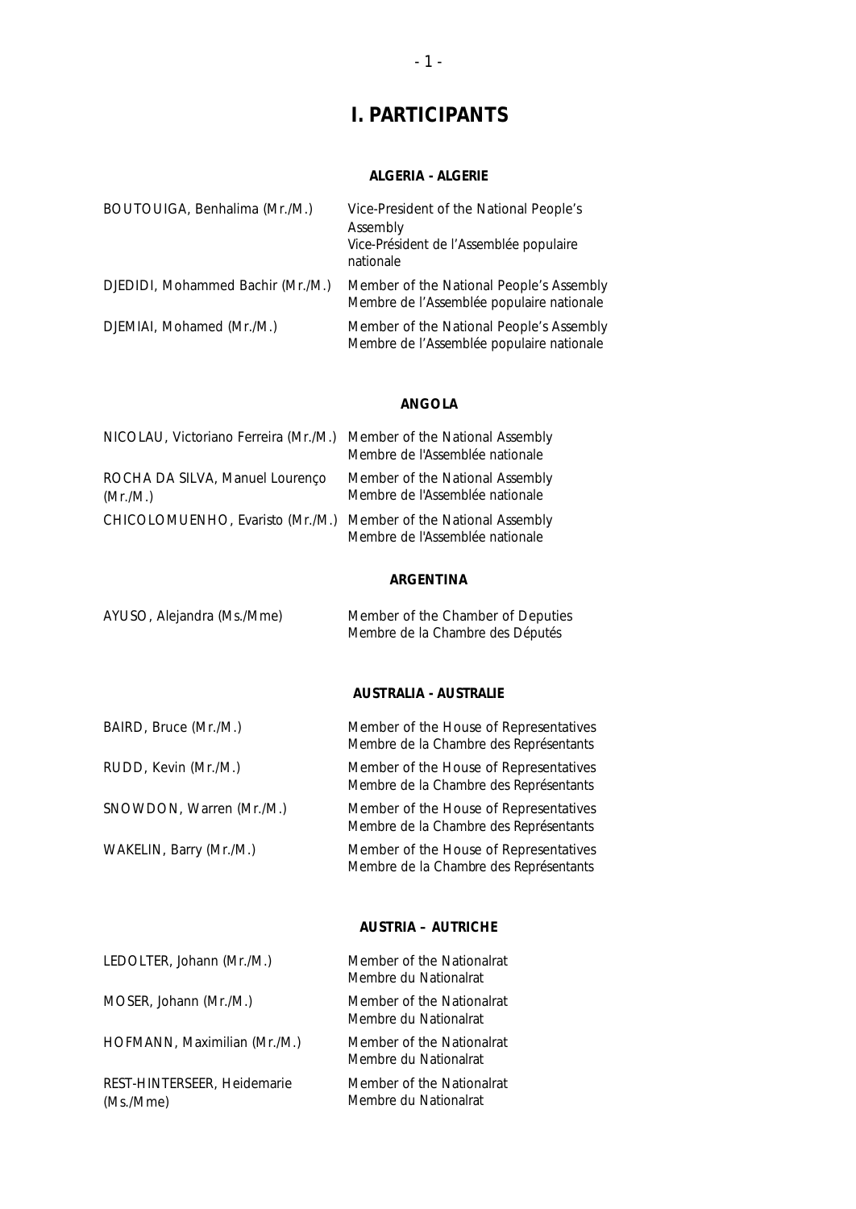# I. PARTICIPANTS

### ALGERIA - ALGERIE

| | |
|---|---|
| BOUTOUIGA, Benhalima (Mr./M.) | Vice-President of the National People's Assembly<br>Vice-Président de l'Assemblée populaire nationale |
| DJEDIDI, Mohammed Bachir (Mr./M.) | Member of the National People's Assembly<br>Membre de l'Assemblée populaire nationale |
| DJEMIAI, Mohamed (Mr./M.) | Member of the National People's Assembly<br>Membre de l'Assemblée populaire nationale |

### ANGOLA

| | |
|---|---|
| NICOLAU, Victoriano Ferreira (Mr./M.) | Member of the National Assembly<br>Membre de l'Assemblée nationale |
| ROCHA DA SILVA, Manuel Lourenço (Mr./M.) | Member of the National Assembly<br>Membre de l'Assemblée nationale |
| CHICOLOMUENHO, Evaristo (Mr./M.) | Member of the National Assembly<br>Membre de l'Assemblée nationale |

### ARGENTINA

| | |
|---|---|
| AYUSO, Alejandra (Ms./Mme) | Member of the Chamber of Deputies<br>Membre de la Chambre des Députés |

### AUSTRALIA - AUSTRALIE

| | |
|---|---|
| BAIRD, Bruce (Mr./M.) | Member of the House of Representatives<br>Membre de la Chambre des Représentants |
| RUDD, Kevin (Mr./M.) | Member of the House of Representatives<br>Membre de la Chambre des Représentants |
| SNOWDON, Warren (Mr./M.) | Member of the House of Representatives<br>Membre de la Chambre des Représentants |
| WAKELIN, Barry (Mr./M.) | Member of the House of Representatives<br>Membre de la Chambre des Représentants |

### AUSTRIA – AUTRICHE

| | |
|---|---|
| LEDOLTER, Johann (Mr./M.) | Member of the Nationalrat<br>Membre du Nationalrat |
| MOSER, Johann (Mr./M.) | Member of the Nationalrat<br>Membre du Nationalrat |
| HOFMANN, Maximilian (Mr./M.) | Member of the Nationalrat<br>Membre du Nationalrat |
| REST-HINTERSEER, Heidemarie (Ms./Mme) | Member of the Nationalrat<br>Membre du Nationalrat |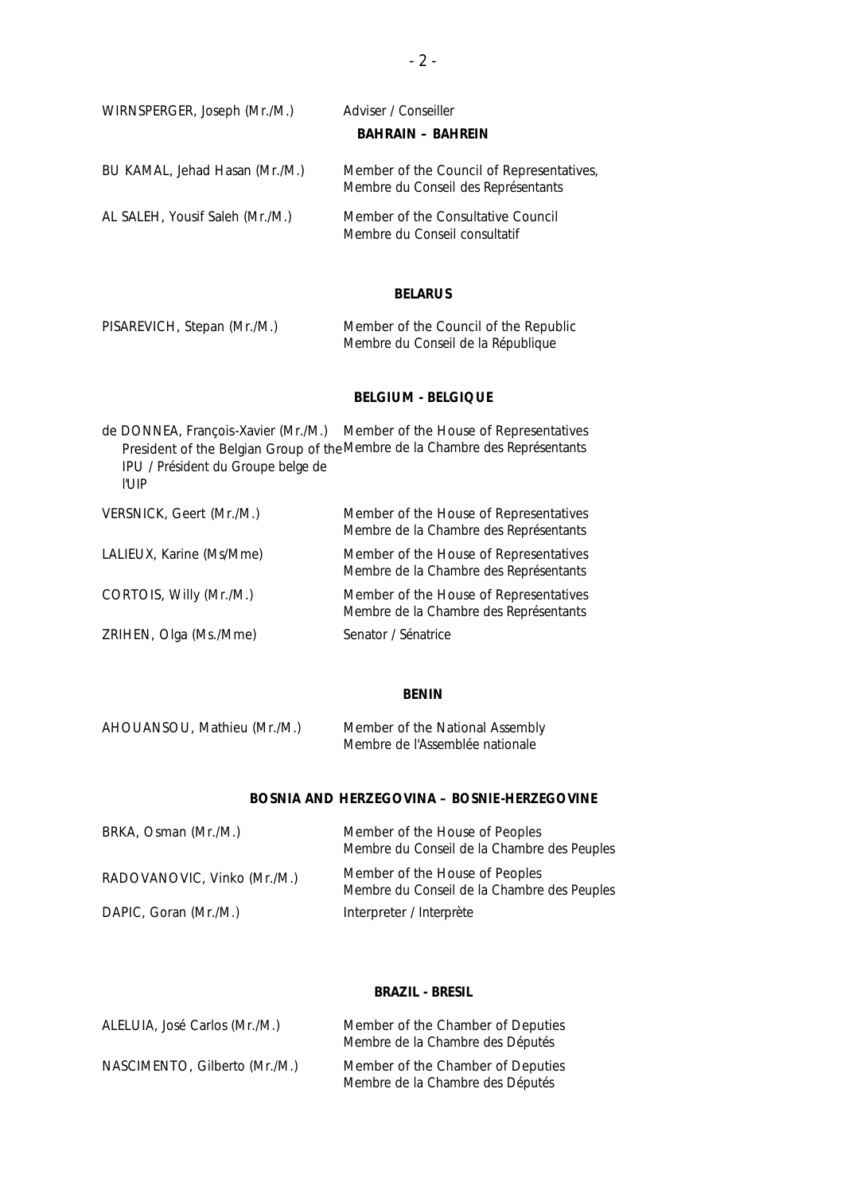WIRNSPERGER, Joseph (Mr./M.) — Adviser / Conseiller

**BAHRAIN – BAHREIN**

| | |
|---|---|
| BU KAMAL, Jehad Hasan (Mr./M.) | Member of the Council of Representatives, Membre du Conseil des Représentants |
| AL SALEH, Yousif Saleh (Mr./M.) | Member of the Consultative Council Membre du Conseil consultatif |

**BELARUS**

| | |
|---|---|
| PISAREVICH, Stepan (Mr./M.) | Member of the Council of the Republic Membre du Conseil de la République |

**BELGIUM - BELGIQUE**

| | |
|---|---|
| de DONNEA, François-Xavier (Mr./M.) President of the Belgian Group of the IPU / Président du Groupe belge de l'UIP | Member of the House of Representatives Membre de la Chambre des Représentants |
| VERSNICK, Geert (Mr./M.) | Member of the House of Representatives Membre de la Chambre des Représentants |
| LALIEUX, Karine (Ms/Mme) | Member of the House of Representatives Membre de la Chambre des Représentants |
| CORTOIS, Willy (Mr./M.) | Member of the House of Representatives Membre de la Chambre des Représentants |
| ZRIHEN, Olga (Ms./Mme) | Senator / Sénatrice |

**BENIN**

| | |
|---|---|
| AHOUANSOU, Mathieu (Mr./M.) | Member of the National Assembly Membre de l'Assemblée nationale |

**BOSNIA AND HERZEGOVINA – BOSNIE-HERZEGOVINE**

| | |
|---|---|
| BRKA, Osman (Mr./M.) | Member of the House of Peoples Membre du Conseil de la Chambre des Peuples |
| RADOVANOVIC, Vinko (Mr./M.) | Member of the House of Peoples Membre du Conseil de la Chambre des Peuples |
| DAPIC, Goran (Mr./M.) | Interpreter / Interprète |

**BRAZIL - BRESIL**

| | |
|---|---|
| ALELUIA, José Carlos (Mr./M.) | Member of the Chamber of Deputies Membre de la Chambre des Députés |
| NASCIMENTO, Gilberto (Mr./M.) | Member of the Chamber of Deputies Membre de la Chambre des Députés |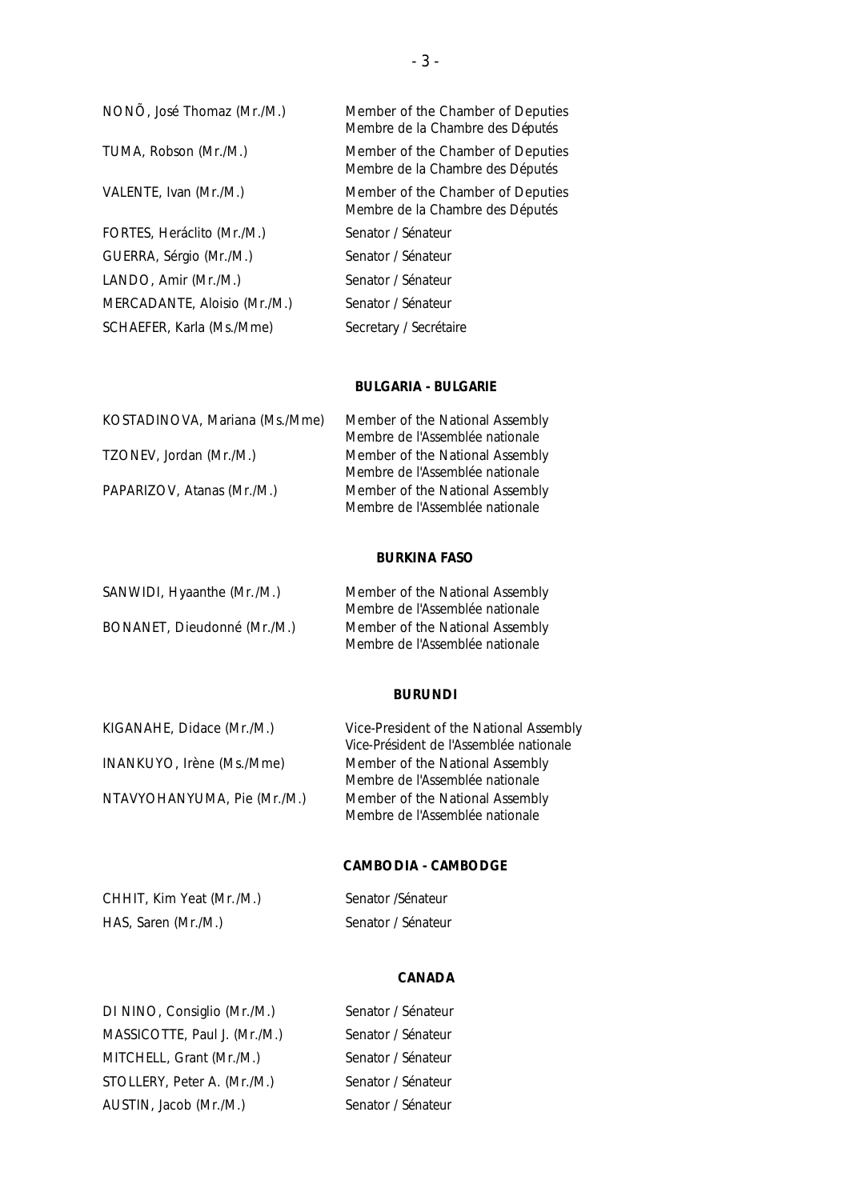| | |
|---|---|
| NONÕ, José Thomaz (Mr./M.) | Member of the Chamber of Deputies<br>Membre de la Chambre des Députés |
| TUMA, Robson (Mr./M.) | Member of the Chamber of Deputies<br>Membre de la Chambre des Députés |
| VALENTE, Ivan (Mr./M.) | Member of the Chamber of Deputies<br>Membre de la Chambre des Députés |
| FORTES, Heráclito (Mr./M.) | Senator / Sénateur |
| GUERRA, Sérgio (Mr./M.) | Senator / Sénateur |
| LANDO, Amir (Mr./M.) | Senator / Sénateur |
| MERCADANTE, Aloisio (Mr./M.) | Senator / Sénateur |
| SCHAEFER, Karla (Ms./Mme) | Secretary / Secrétaire |

**BULGARIA - BULGARIE**

| | |
|---|---|
| KOSTADINOVA, Mariana (Ms./Mme) | Member of the National Assembly<br>Membre de l'Assemblée nationale |
| TZONEV, Jordan (Mr./M.) | Member of the National Assembly<br>Membre de l'Assemblée nationale |
| PAPARIZOV, Atanas (Mr./M.) | Member of the National Assembly<br>Membre de l'Assemblée nationale |

**BURKINA FASO**

| | |
|---|---|
| SANWIDI, Hyaanthe (Mr./M.) | Member of the National Assembly<br>Membre de l'Assemblée nationale |
| BONANET, Dieudonné (Mr./M.) | Member of the National Assembly<br>Membre de l'Assemblée nationale |

**BURUNDI**

| | |
|---|---|
| KIGANAHE, Didace (Mr./M.) | Vice-President of the National Assembly<br>Vice-Président de l'Assemblée nationale |
| INANKUYO, Irène (Ms./Mme) | Member of the National Assembly<br>Membre de l'Assemblée nationale |
| NTAVYOHANYUMA, Pie (Mr./M.) | Member of the National Assembly<br>Membre de l'Assemblée nationale |

**CAMBODIA - CAMBODGE**

| | |
|---|---|
| CHHIT, Kim Yeat (Mr./M.) | Senator /Sénateur |
| HAS, Saren (Mr./M.) | Senator / Sénateur |

**CANADA**

| | |
|---|---|
| DI NINO, Consiglio (Mr./M.) | Senator / Sénateur |
| MASSICOTTE, Paul J. (Mr./M.) | Senator / Sénateur |
| MITCHELL, Grant (Mr./M.) | Senator / Sénateur |
| STOLLERY, Peter A. (Mr./M.) | Senator / Sénateur |
| AUSTIN, Jacob (Mr./M.) | Senator / Sénateur |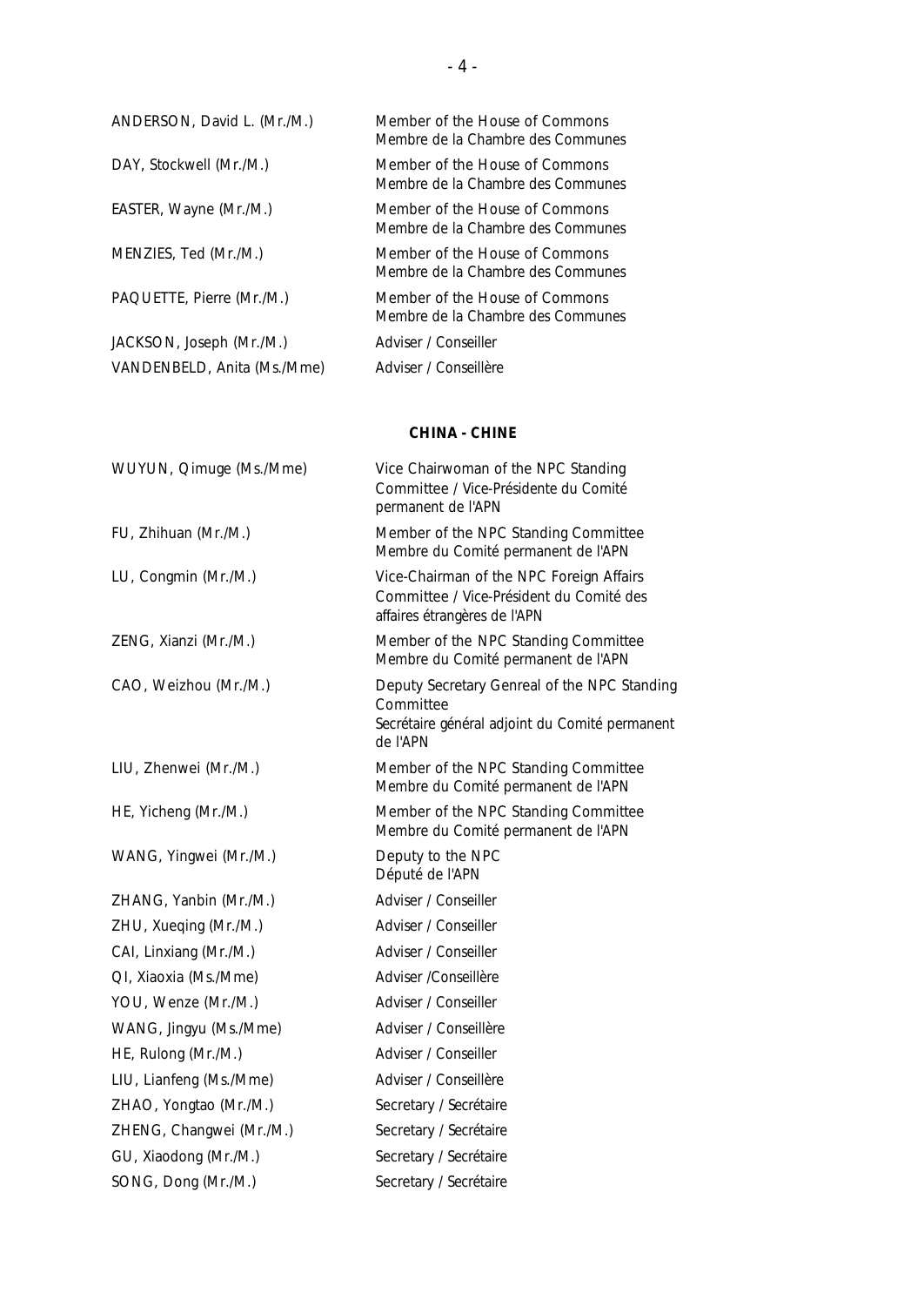| | |
|---|---|
| ANDERSON, David L. (Mr./M.) | Member of the House of Commons<br>Membre de la Chambre des Communes |
| DAY, Stockwell (Mr./M.) | Member of the House of Commons<br>Membre de la Chambre des Communes |
| EASTER, Wayne (Mr./M.) | Member of the House of Commons<br>Membre de la Chambre des Communes |
| MENZIES, Ted (Mr./M.) | Member of the House of Commons<br>Membre de la Chambre des Communes |
| PAQUETTE, Pierre (Mr./M.) | Member of the House of Commons<br>Membre de la Chambre des Communes |
| JACKSON, Joseph (Mr./M.) | Adviser / Conseiller |
| VANDENBELD, Anita (Ms./Mme) | Adviser / Conseillère |

**CHINA - CHINE**

| | |
|---|---|
| WUYUN, Qimuge (Ms./Mme) | Vice Chairwoman of the NPC Standing Committee / Vice-Présidente du Comité permanent de l'APN |
| FU, Zhihuan (Mr./M.) | Member of the NPC Standing Committee<br>Membre du Comité permanent de l'APN |
| LU, Congmin (Mr./M.) | Vice-Chairman of the NPC Foreign Affairs Committee / Vice-Président du Comité des affaires étrangères de l'APN |
| ZENG, Xianzi (Mr./M.) | Member of the NPC Standing Committee<br>Membre du Comité permanent de l'APN |
| CAO, Weizhou (Mr./M.) | Deputy Secretary Genreal of the NPC Standing Committee<br>Secrétaire général adjoint du Comité permanent de l'APN |
| LIU, Zhenwei (Mr./M.) | Member of the NPC Standing Committee<br>Membre du Comité permanent de l'APN |
| HE, Yicheng (Mr./M.) | Member of the NPC Standing Committee<br>Membre du Comité permanent de l'APN |
| WANG, Yingwei (Mr./M.) | Deputy to the NPC<br>Député de l'APN |
| ZHANG, Yanbin (Mr./M.) | Adviser / Conseiller |
| ZHU, Xueqing (Mr./M.) | Adviser / Conseiller |
| CAI, Linxiang (Mr./M.) | Adviser / Conseiller |
| QI, Xiaoxia (Ms./Mme) | Adviser /Conseillère |
| YOU, Wenze (Mr./M.) | Adviser / Conseiller |
| WANG, Jingyu (Ms./Mme) | Adviser / Conseillère |
| HE, Rulong (Mr./M.) | Adviser / Conseiller |
| LIU, Lianfeng (Ms./Mme) | Adviser / Conseillère |
| ZHAO, Yongtao (Mr./M.) | Secretary / Secrétaire |
| ZHENG, Changwei (Mr./M.) | Secretary / Secrétaire |
| GU, Xiaodong (Mr./M.) | Secretary / Secrétaire |
| SONG, Dong (Mr./M.) | Secretary / Secrétaire |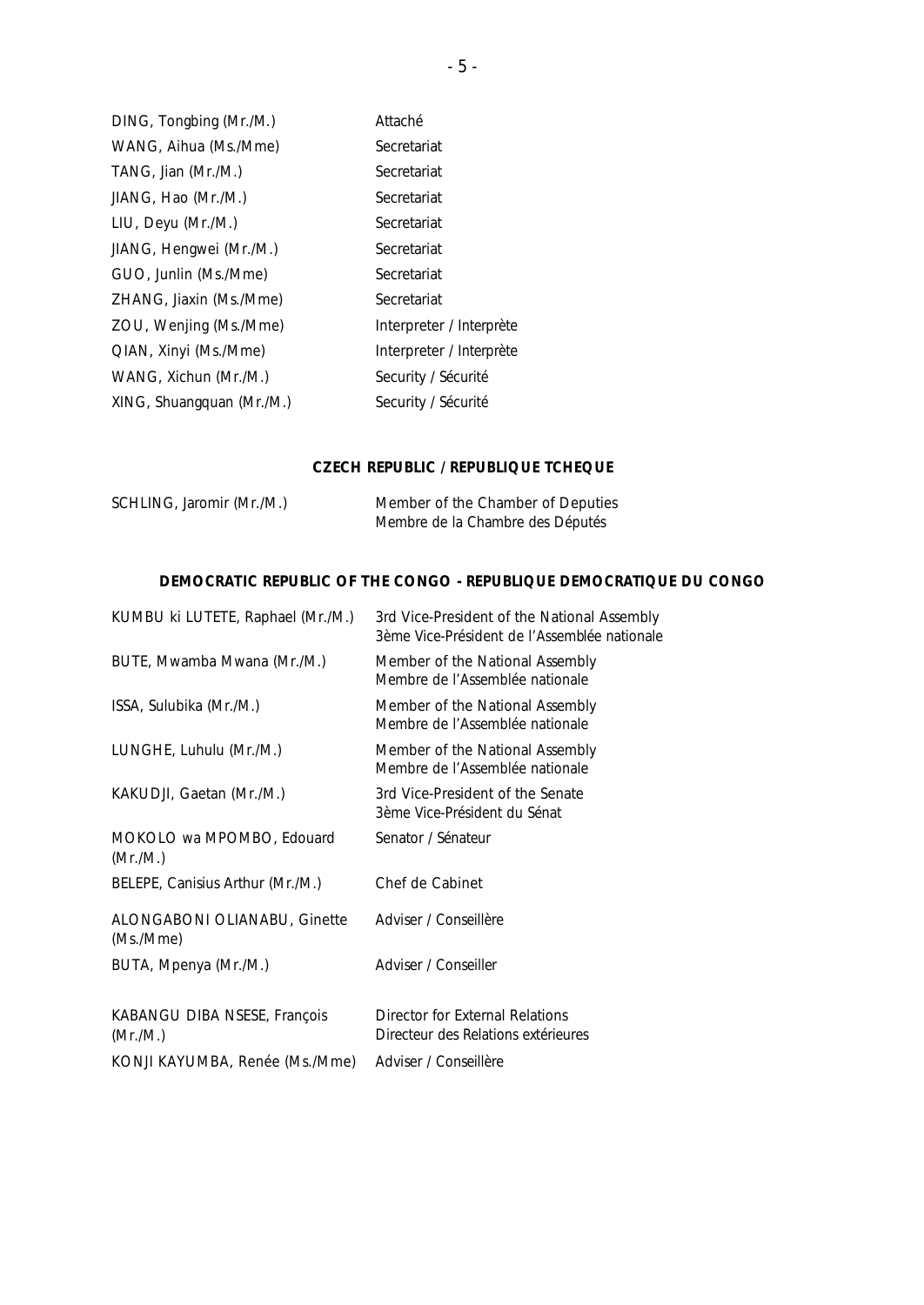| | |
|---|---|
| DING, Tongbing (Mr./M.) | Attaché |
| WANG, Aihua (Ms./Mme) | Secretariat |
| TANG, Jian (Mr./M.) | Secretariat |
| JIANG, Hao (Mr./M.) | Secretariat |
| LIU, Deyu (Mr./M.) | Secretariat |
| JIANG, Hengwei (Mr./M.) | Secretariat |
| GUO, Junlin (Ms./Mme) | Secretariat |
| ZHANG, Jiaxin (Ms./Mme) | Secretariat |
| ZOU, Wenjing (Ms./Mme) | Interpreter / Interprète |
| QIAN, Xinyi (Ms./Mme) | Interpreter / Interprète |
| WANG, Xichun (Mr./M.) | Security / Sécurité |
| XING, Shuangquan (Mr./M.) | Security / Sécurité |

**CZECH REPUBLIC / REPUBLIQUE TCHEQUE**

| | |
|---|---|
| SCHLING, Jaromir (Mr./M.) | Member of the Chamber of Deputies<br>Membre de la Chambre des Députés |

**DEMOCRATIC REPUBLIC OF THE CONGO - REPUBLIQUE DEMOCRATIQUE DU CONGO**

| | |
|---|---|
| KUMBU ki LUTETE, Raphael (Mr./M.) | 3rd Vice-President of the National Assembly<br>3ème Vice-Président de l'Assemblée nationale |
| BUTE, Mwamba Mwana (Mr./M.) | Member of the National Assembly<br>Membre de l'Assemblée nationale |
| ISSA, Sulubika (Mr./M.) | Member of the National Assembly<br>Membre de l'Assemblée nationale |
| LUNGHE, Luhulu (Mr./M.) | Member of the National Assembly<br>Membre de l'Assemblée nationale |
| KAKUDJI, Gaetan (Mr./M.) | 3rd Vice-President of the Senate<br>3ème Vice-Président du Sénat |
| MOKOLO wa MPOMBO, Edouard (Mr./M.) | Senator / Sénateur |
| BELEPE, Canisius Arthur (Mr./M.) | Chef de Cabinet |
| ALONGABONI OLIANABU, Ginette (Ms./Mme) | Adviser / Conseillère |
| BUTA, Mpenya (Mr./M.) | Adviser / Conseiller |
| KABANGU DIBA NSESE, François (Mr./M.) | Director for External Relations<br>Directeur des Relations extérieures |
| KONJI KAYUMBA, Renée (Ms./Mme) | Adviser / Conseillère |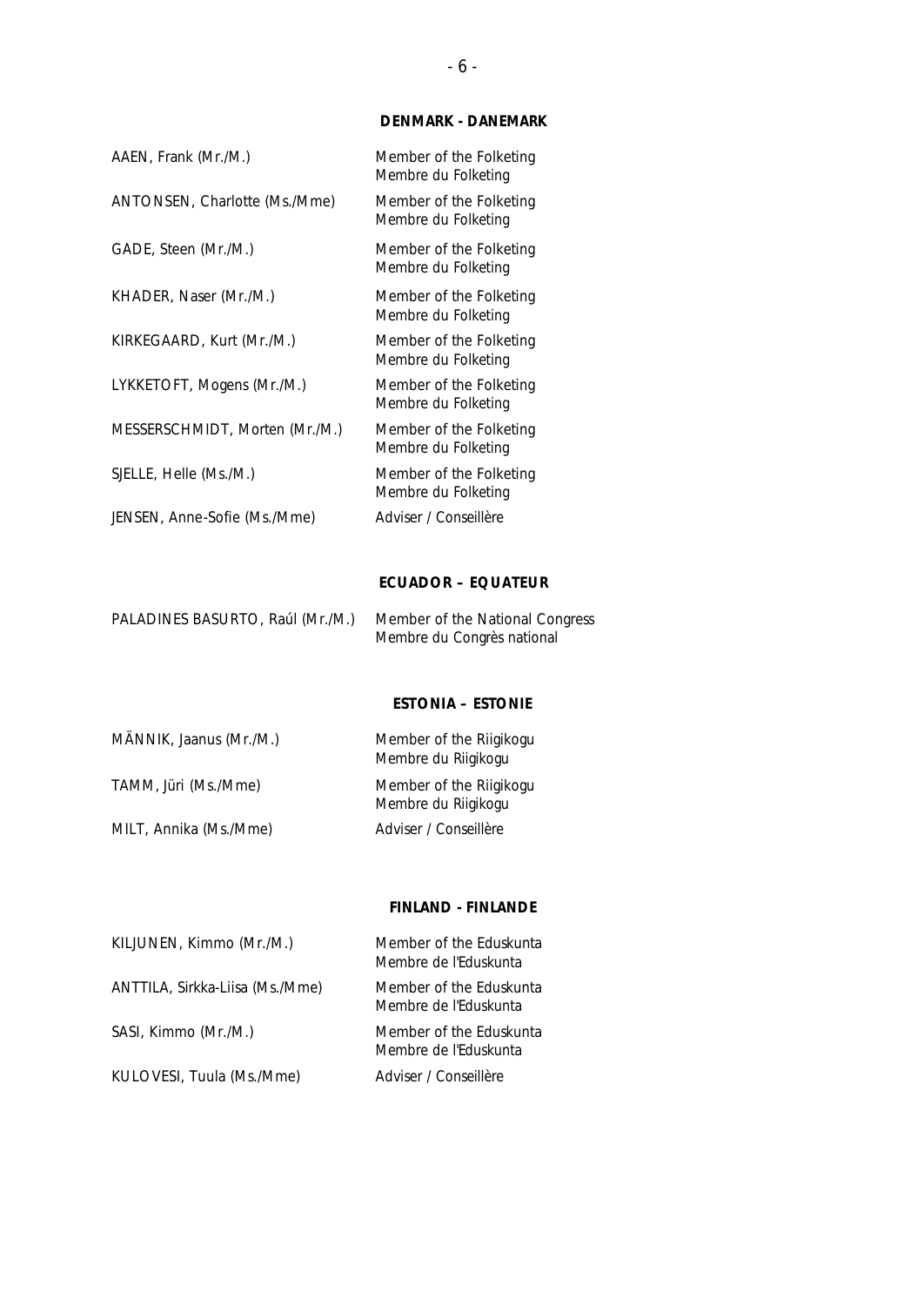## DENMARK - DANEMARK

| | |
|---|---|
| AAEN, Frank (Mr./M.) | Member of the Folketing<br>Membre du Folketing |
| ANTONSEN, Charlotte (Ms./Mme) | Member of the Folketing<br>Membre du Folketing |
| GADE, Steen (Mr./M.) | Member of the Folketing<br>Membre du Folketing |
| KHADER, Naser (Mr./M.) | Member of the Folketing<br>Membre du Folketing |
| KIRKEGAARD, Kurt (Mr./M.) | Member of the Folketing<br>Membre du Folketing |
| LYKKETOFT, Mogens (Mr./M.) | Member of the Folketing<br>Membre du Folketing |
| MESSERSCHMIDT, Morten (Mr./M.) | Member of the Folketing<br>Membre du Folketing |
| SJELLE, Helle (Ms./M.) | Member of the Folketing<br>Membre du Folketing |
| JENSEN, Anne-Sofie (Ms./Mme) | Adviser / Conseillère |

## ECUADOR – EQUATEUR

| | |
|---|---|
| PALADINES BASURTO, Raúl (Mr./M.) | Member of the National Congress<br>Membre du Congrès national |

## ESTONIA – ESTONIE

| | |
|---|---|
| MÄNNIK, Jaanus (Mr./M.) | Member of the Riigikogu<br>Membre du Riigikogu |
| TAMM, Jüri (Ms./Mme) | Member of the Riigikogu<br>Membre du Riigikogu |
| MILT, Annika (Ms./Mme) | Adviser / Conseillère |

## FINLAND - FINLANDE

| | |
|---|---|
| KILJUNEN, Kimmo (Mr./M.) | Member of the Eduskunta<br>Membre de l'Eduskunta |
| ANTTILA, Sirkka-Liisa (Ms./Mme) | Member of the Eduskunta<br>Membre de l'Eduskunta |
| SASI, Kimmo (Mr./M.) | Member of the Eduskunta<br>Membre de l'Eduskunta |
| KULOVESI, Tuula (Ms./Mme) | Adviser / Conseillère |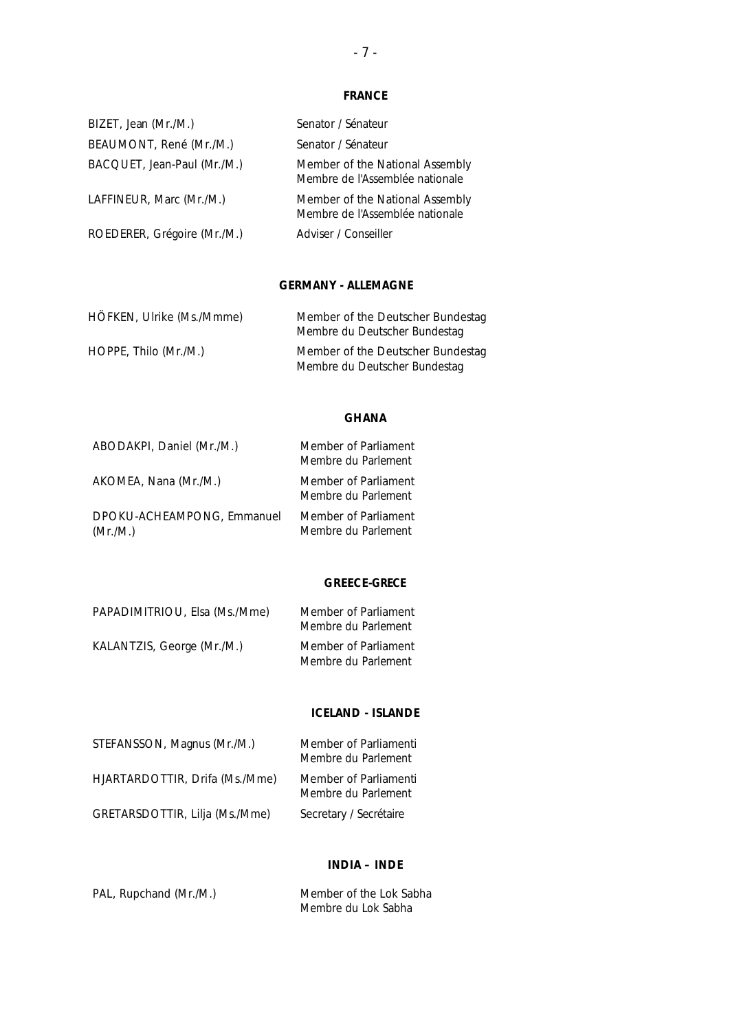### FRANCE

| | |
|---|---|
| BIZET, Jean (Mr./M.) | Senator / Sénateur |
| BEAUMONT, René (Mr./M.) | Senator / Sénateur |
| BACQUET, Jean-Paul (Mr./M.) | Member of the National Assembly<br>Membre de l'Assemblée nationale |
| LAFFINEUR, Marc (Mr./M.) | Member of the National Assembly<br>Membre de l'Assemblée nationale |
| ROEDERER, Grégoire (Mr./M.) | Adviser / Conseiller |

### GERMANY - ALLEMAGNE

| | |
|---|---|
| HÖFKEN, Ulrike (Ms./Mmme) | Member of the Deutscher Bundestag<br>Membre du Deutscher Bundestag |
| HOPPE, Thilo (Mr./M.) | Member of the Deutscher Bundestag<br>Membre du Deutscher Bundestag |

### GHANA

| | |
|---|---|
| ABODAKPI, Daniel (Mr./M.) | Member of Parliament<br>Membre du Parlement |
| AKOMEA, Nana (Mr./M.) | Member of Parliament<br>Membre du Parlement |
| DPOKU-ACHEAMPONG, Emmanuel (Mr./M.) | Member of Parliament<br>Membre du Parlement |

### GREECE-GRECE

| | |
|---|---|
| PAPADIMITRIOU, Elsa (Ms./Mme) | Member of Parliament<br>Membre du Parlement |
| KALANTZIS, George (Mr./M.) | Member of Parliament<br>Membre du Parlement |

### ICELAND - ISLANDE

| | |
|---|---|
| STEFANSSON, Magnus (Mr./M.) | Member of Parliamenti<br>Membre du Parlement |
| HJARTARDOTTIR, Drifa (Ms./Mme) | Member of Parliamenti<br>Membre du Parlement |
| GRETARSDOTTIR, Lilja (Ms./Mme) | Secretary / Secrétaire |

### INDIA – INDE

| | |
|---|---|
| PAL, Rupchand (Mr./M.) | Member of the Lok Sabha<br>Membre du Lok Sabha |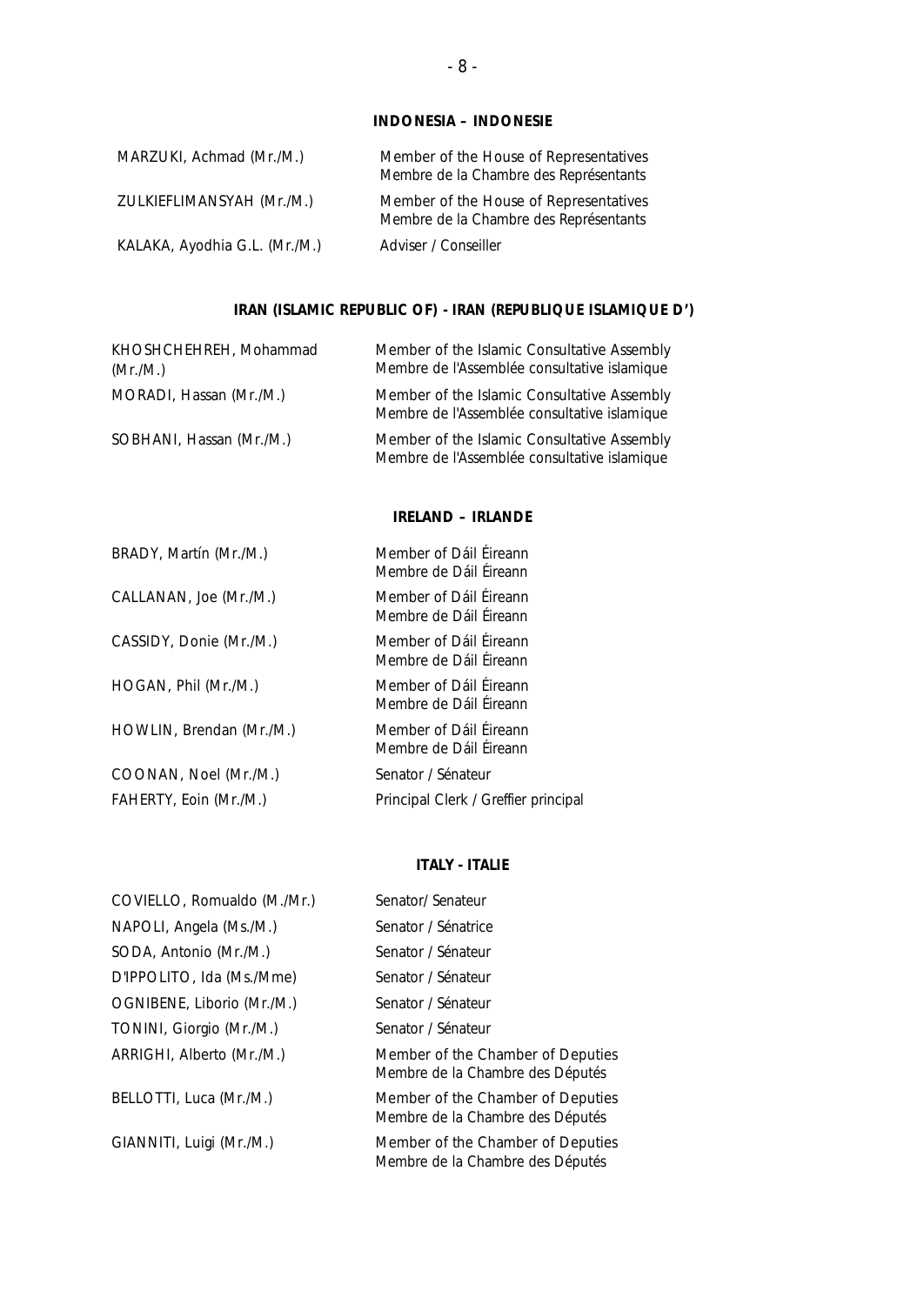### INDONESIA – INDONESIE

| | |
|---|---|
| MARZUKI, Achmad (Mr./M.) | Member of the House of Representatives<br>Membre de la Chambre des Représentants |
| ZULKIEFLIMANSYAH (Mr./M.) | Member of the House of Representatives<br>Membre de la Chambre des Représentants |
| KALAKA, Ayodhia G.L. (Mr./M.) | Adviser / Conseiller |

### IRAN (ISLAMIC REPUBLIC OF) - IRAN (REPUBLIQUE ISLAMIQUE D')

| | |
|---|---|
| KHOSHCHEHREH, Mohammad (Mr./M.) | Member of the Islamic Consultative Assembly<br>Membre de l'Assemblée consultative islamique |
| MORADI, Hassan (Mr./M.) | Member of the Islamic Consultative Assembly<br>Membre de l'Assemblée consultative islamique |
| SOBHANI, Hassan (Mr./M.) | Member of the Islamic Consultative Assembly<br>Membre de l'Assemblée consultative islamique |

### IRELAND – IRLANDE

| | |
|---|---|
| BRADY, Martín (Mr./M.) | Member of Dáil Éireann<br>Membre de Dáil Éireann |
| CALLANAN, Joe (Mr./M.) | Member of Dáil Éireann<br>Membre de Dáil Éireann |
| CASSIDY, Donie (Mr./M.) | Member of Dáil Éireann<br>Membre de Dáil Éireann |
| HOGAN, Phil (Mr./M.) | Member of Dáil Éireann<br>Membre de Dáil Éireann |
| HOWLIN, Brendan (Mr./M.) | Member of Dáil Éireann<br>Membre de Dáil Éireann |
| COONAN, Noel (Mr./M.) | Senator / Sénateur |
| FAHERTY, Eoin (Mr./M.) | Principal Clerk / Greffier principal |

### ITALY - ITALIE

| | |
|---|---|
| COVIELLO, Romualdo (M./Mr.) | Senator/ Senateur |
| NAPOLI, Angela (Ms./M.) | Senator / Sénatrice |
| SODA, Antonio (Mr./M.) | Senator / Sénateur |
| D'IPPOLITO, Ida (Ms./Mme) | Senator / Sénateur |
| OGNIBENE, Liborio (Mr./M.) | Senator / Sénateur |
| TONINI, Giorgio (Mr./M.) | Senator / Sénateur |
| ARRIGHI, Alberto (Mr./M.) | Member of the Chamber of Deputies<br>Membre de la Chambre des Députés |
| BELLOTTI, Luca (Mr./M.) | Member of the Chamber of Deputies<br>Membre de la Chambre des Députés |
| GIANNITI, Luigi (Mr./M.) | Member of the Chamber of Deputies<br>Membre de la Chambre des Députés |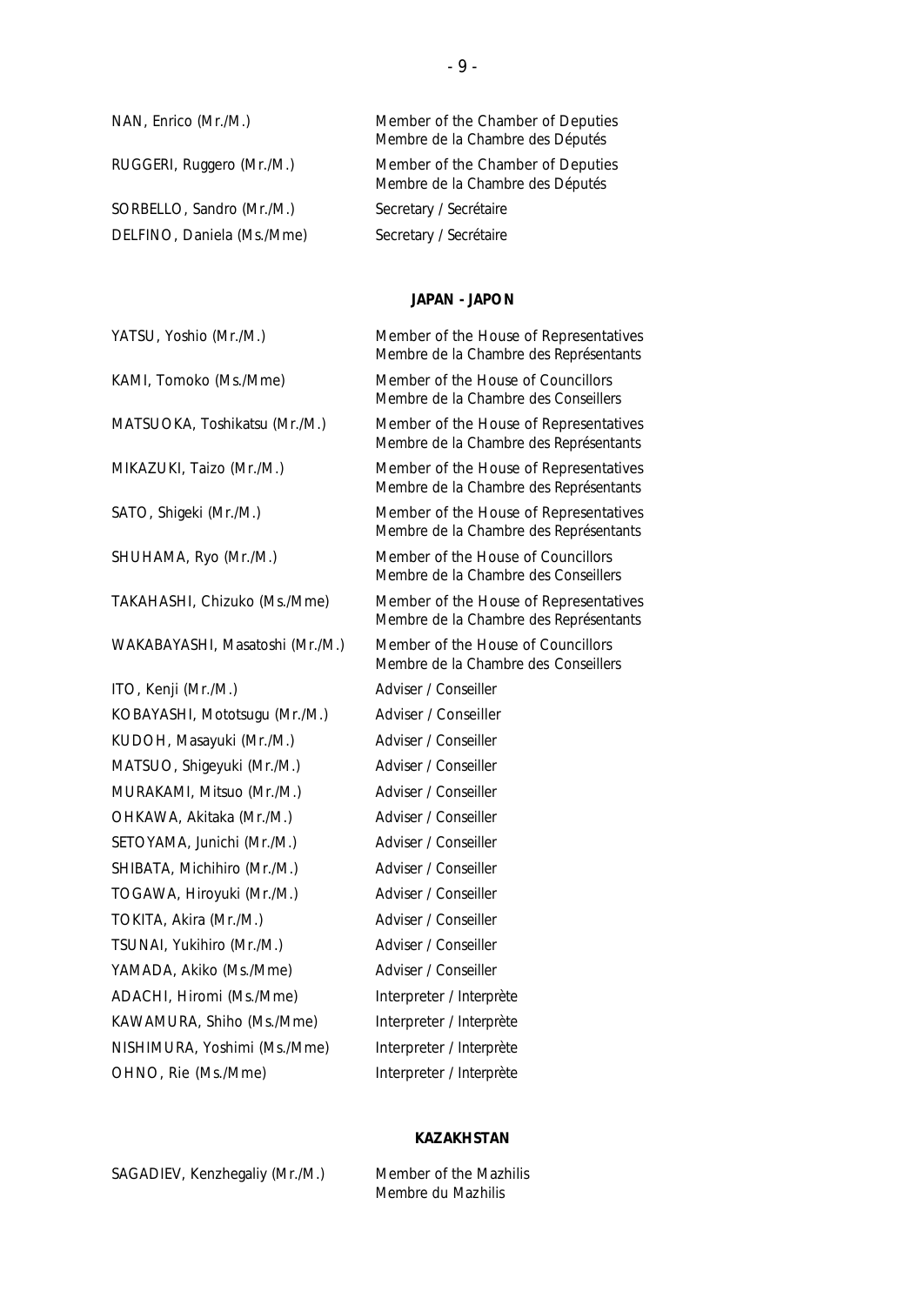NAN, Enrico (Mr./M.) — Member of the Chamber of Deputies / Membre de la Chambre des Députés

RUGGERI, Ruggero (Mr./M.) — Member of the Chamber of Deputies / Membre de la Chambre des Députés

SORBELLO, Sandro (Mr./M.) — Secretary / Secrétaire

DELFINO, Daniela (Ms./Mme) — Secretary / Secrétaire

**JAPAN - JAPON**

YATSU, Yoshio (Mr./M.) — Member of the House of Representatives / Membre de la Chambre des Représentants

KAMI, Tomoko (Ms./Mme) — Member of the House of Councillors / Membre de la Chambre des Conseillers

MATSUOKA, Toshikatsu (Mr./M.) — Member of the House of Representatives / Membre de la Chambre des Représentants

MIKAZUKI, Taizo (Mr./M.) — Member of the House of Representatives / Membre de la Chambre des Représentants

SATO, Shigeki (Mr./M.) — Member of the House of Representatives / Membre de la Chambre des Représentants

SHUHAMA, Ryo (Mr./M.) — Member of the House of Councillors / Membre de la Chambre des Conseillers

TAKAHASHI, Chizuko (Ms./Mme) — Member of the House of Representatives / Membre de la Chambre des Représentants

WAKABAYASHI, Masatoshi (Mr./M.) — Member of the House of Councillors / Membre de la Chambre des Conseillers

ITO, Kenji (Mr./M.) — Adviser / Conseiller

KOBAYASHI, Mototsugu (Mr./M.) — Adviser / Conseiller

KUDOH, Masayuki (Mr./M.) — Adviser / Conseiller

MATSUO, Shigeyuki (Mr./M.) — Adviser / Conseiller

MURAKAMI, Mitsuo (Mr./M.) — Adviser / Conseiller

OHKAWA, Akitaka (Mr./M.) — Adviser / Conseiller

SETOYAMA, Junichi (Mr./M.) — Adviser / Conseiller

SHIBATA, Michihiro (Mr./M.) — Adviser / Conseiller

TOGAWA, Hiroyuki (Mr./M.) — Adviser / Conseiller

TOKITA, Akira (Mr./M.) — Adviser / Conseiller

TSUNAI, Yukihiro (Mr./M.) — Adviser / Conseiller

YAMADA, Akiko (Ms./Mme) — Adviser / Conseiller

ADACHI, Hiromi (Ms./Mme) — Interpreter / Interprète

KAWAMURA, Shiho (Ms./Mme) — Interpreter / Interprète

NISHIMURA, Yoshimi (Ms./Mme) — Interpreter / Interprète

OHNO, Rie (Ms./Mme) — Interpreter / Interprète

**KAZAKHSTAN**

SAGADIEV, Kenzhegaliy (Mr./M.) — Member of the Mazhilis / Membre du Mazhilis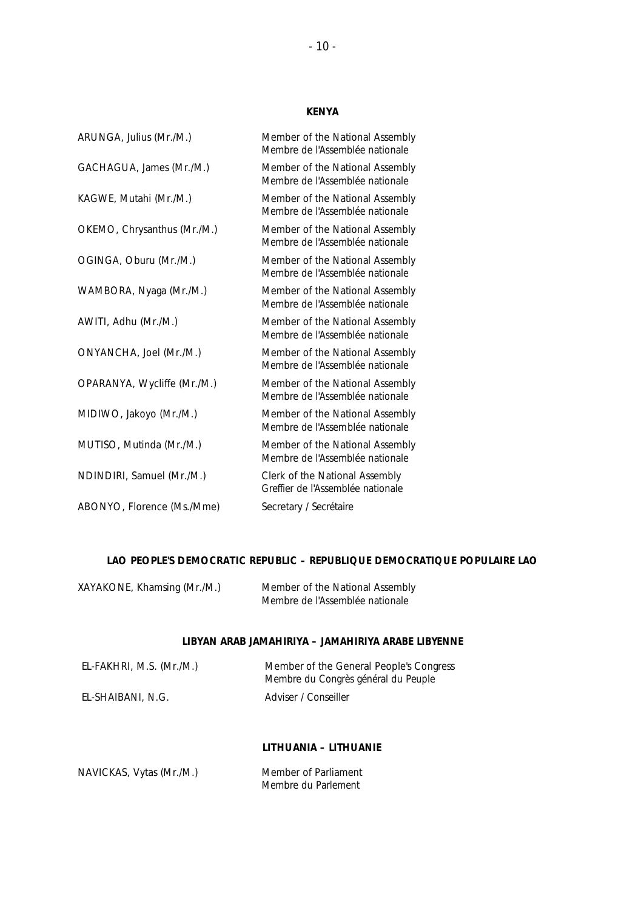## KENYA

ARUNGA, Julius (Mr./M.) — Member of the National Assembly / Membre de l'Assemblée nationale

GACHAGUA, James (Mr./M.) — Member of the National Assembly / Membre de l'Assemblée nationale

KAGWE, Mutahi (Mr./M.) — Member of the National Assembly / Membre de l'Assemblée nationale

OKEMO, Chrysanthus (Mr./M.) — Member of the National Assembly / Membre de l'Assemblée nationale

OGINGA, Oburu (Mr./M.) — Member of the National Assembly / Membre de l'Assemblée nationale

WAMBORA, Nyaga (Mr./M.) — Member of the National Assembly / Membre de l'Assemblée nationale

AWITI, Adhu (Mr./M.) — Member of the National Assembly / Membre de l'Assemblée nationale

ONYANCHA, Joel (Mr./M.) — Member of the National Assembly / Membre de l'Assemblée nationale

OPARANYA, Wycliffe (Mr./M.) — Member of the National Assembly / Membre de l'Assemblée nationale

MIDIWO, Jakoyo (Mr./M.) — Member of the National Assembly / Membre de l'Assemblée nationale

MUTISO, Mutinda (Mr./M.) — Member of the National Assembly / Membre de l'Assemblée nationale

NDINDIRI, Samuel (Mr./M.) — Clerk of the National Assembly / Greffier de l'Assemblée nationale

ABONYO, Florence (Ms./Mme) — Secretary / Secrétaire

## LAO PEOPLE'S DEMOCRATIC REPUBLIC – REPUBLIQUE DEMOCRATIQUE POPULAIRE LAO

XAYAKONE, Khamsing (Mr./M.) — Member of the National Assembly / Membre de l'Assemblée nationale

## LIBYAN ARAB JAMAHIRIYA – JAMAHIRIYA ARABE LIBYENNE

EL-FAKHRI, M.S. (Mr./M.) — Member of the General People's Congress / Membre du Congrès général du Peuple

EL-SHAIBANI, N.G. — Adviser / Conseiller

## LITHUANIA – LITHUANIE

NAVICKAS, Vytas (Mr./M.) — Member of Parliament / Membre du Parlement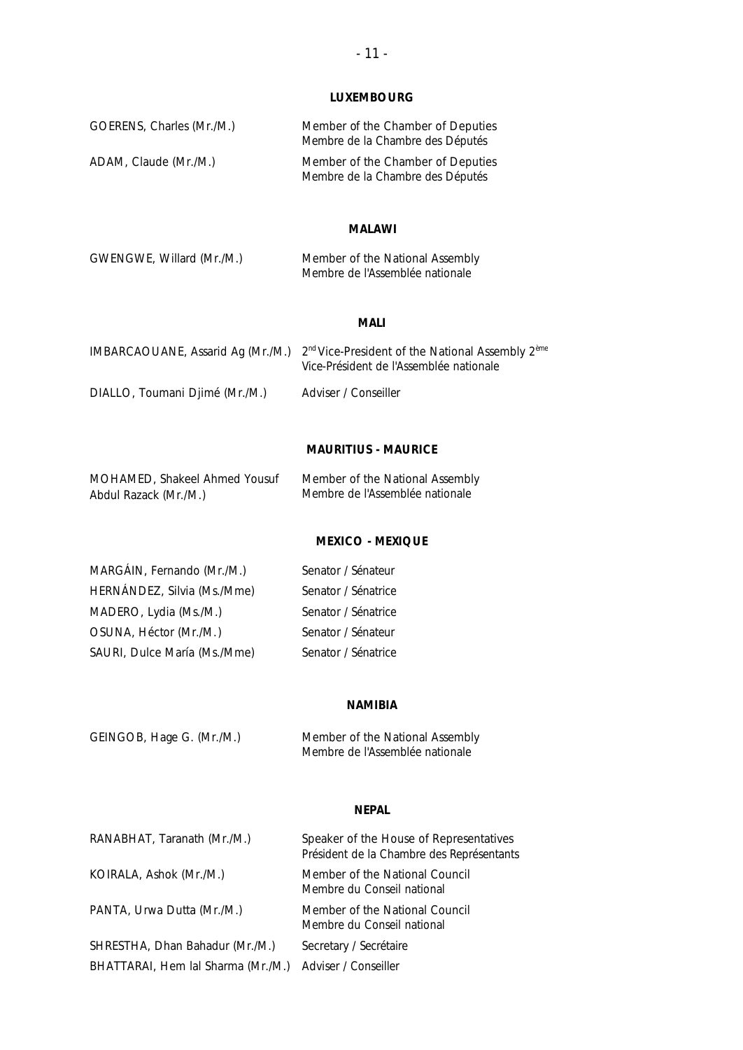## LUXEMBOURG

| | |
|---|---|
| GOERENS, Charles (Mr./M.) | Member of the Chamber of Deputies<br>Membre de la Chambre des Députés |
| ADAM, Claude (Mr./M.) | Member of the Chamber of Deputies<br>Membre de la Chambre des Députés |

## MALAWI

| | |
|---|---|
| GWENGWE, Willard (Mr./M.) | Member of the National Assembly<br>Membre de l'Assemblée nationale |

## MALI

| | |
|---|---|
| IMBARCAOUANE, Assarid Ag (Mr./M.) | 2nd Vice-President of the National Assembly 2ème Vice-Président de l'Assemblée nationale |
| DIALLO, Toumani Djimé (Mr./M.) | Adviser / Conseiller |

## MAURITIUS - MAURICE

| | |
|---|---|
| MOHAMED, Shakeel Ahmed Yousuf Abdul Razack (Mr./M.) | Member of the National Assembly<br>Membre de l'Assemblée nationale |

## MEXICO - MEXIQUE

| | |
|---|---|
| MARGÁIN, Fernando (Mr./M.) | Senator / Sénateur |
| HERNÁNDEZ, Silvia (Ms./Mme) | Senator / Sénatrice |
| MADERO, Lydia (Ms./M.) | Senator / Sénatrice |
| OSUNA, Héctor (Mr./M.) | Senator / Sénateur |
| SAURI, Dulce María (Ms./Mme) | Senator / Sénatrice |

## NAMIBIA

| | |
|---|---|
| GEINGOB, Hage G. (Mr./M.) | Member of the National Assembly<br>Membre de l'Assemblée nationale |

## NEPAL

| | |
|---|---|
| RANABHAT, Taranath (Mr./M.) | Speaker of the House of Representatives<br>Président de la Chambre des Représentants |
| KOIRALA, Ashok (Mr./M.) | Member of the National Council<br>Membre du Conseil national |
| PANTA, Urwa Dutta (Mr./M.) | Member of the National Council<br>Membre du Conseil national |
| SHRESTHA, Dhan Bahadur (Mr./M.) | Secretary / Secrétaire |
| BHATTARAI, Hem lal Sharma (Mr./M.) | Adviser / Conseiller |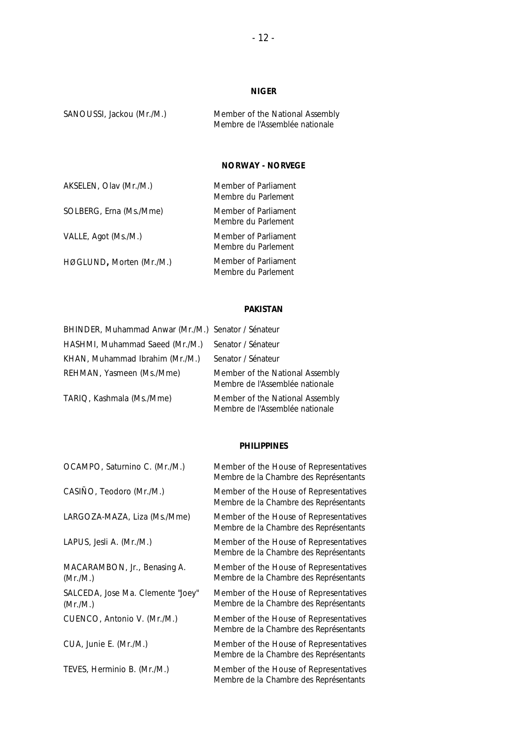**NIGER**

| | |
|---|---|
| SANOUSSI, Jackou (Mr./M.) | Member of the National Assembly<br>Membre de l'Assemblée nationale |

**NORWAY - NORVEGE**

| | |
|---|---|
| AKSELEN, Olav (Mr./M.) | Member of Parliament<br>Membre du Parlement |
| SOLBERG, Erna (Ms./Mme) | Member of Parliament<br>Membre du Parlement |
| VALLE, Agot (Ms./M.) | Member of Parliament<br>Membre du Parlement |
| HØGLUND, Morten (Mr./M.) | Member of Parliament<br>Membre du Parlement |

**PAKISTAN**

| | |
|---|---|
| BHINDER, Muhammad Anwar (Mr./M.) | Senator / Sénateur |
| HASHMI, Muhammad Saeed (Mr./M.) | Senator / Sénateur |
| KHAN, Muhammad Ibrahim (Mr./M.) | Senator / Sénateur |
| REHMAN, Yasmeen (Ms./Mme) | Member of the National Assembly<br>Membre de l'Assemblée nationale |
| TARIQ, Kashmala (Ms./Mme) | Member of the National Assembly<br>Membre de l'Assemblée nationale |

**PHILIPPINES**

| | |
|---|---|
| OCAMPO, Saturnino C. (Mr./M.) | Member of the House of Representatives<br>Membre de la Chambre des Représentants |
| CASIÑO, Teodoro (Mr./M.) | Member of the House of Representatives<br>Membre de la Chambre des Représentants |
| LARGOZA-MAZA, Liza (Ms./Mme) | Member of the House of Representatives<br>Membre de la Chambre des Représentants |
| LAPUS, Jesli A. (Mr./M.) | Member of the House of Representatives<br>Membre de la Chambre des Représentants |
| MACARAMBON, Jr., Benasing A. (Mr./M.) | Member of the House of Representatives<br>Membre de la Chambre des Représentants |
| SALCEDA, Jose Ma. Clemente "Joey" (Mr./M.) | Member of the House of Representatives<br>Membre de la Chambre des Représentants |
| CUENCO, Antonio V. (Mr./M.) | Member of the House of Representatives<br>Membre de la Chambre des Représentants |
| CUA, Junie E. (Mr./M.) | Member of the House of Representatives<br>Membre de la Chambre des Représentants |
| TEVES, Herminio B. (Mr./M.) | Member of the House of Representatives<br>Membre de la Chambre des Représentants |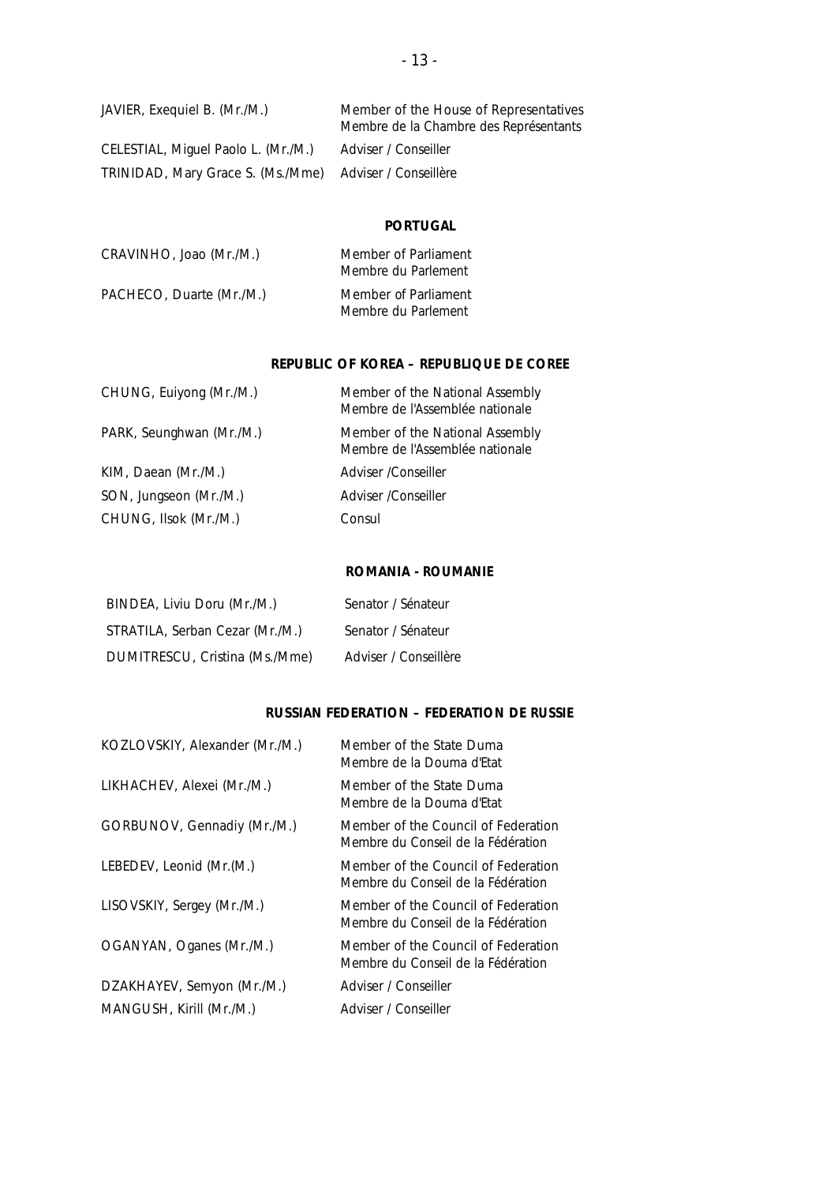| | |
|---|---|
| JAVIER, Exequiel B. (Mr./M.) | Member of the House of Representatives<br>Membre de la Chambre des Représentants |
| CELESTIAL, Miguel Paolo L. (Mr./M.) | Adviser / Conseiller |
| TRINIDAD, Mary Grace S. (Ms./Mme) | Adviser / Conseillère |

### PORTUGAL

| | |
|---|---|
| CRAVINHO, Joao (Mr./M.) | Member of Parliament<br>Membre du Parlement |
| PACHECO, Duarte (Mr./M.) | Member of Parliament<br>Membre du Parlement |

### REPUBLIC OF KOREA – REPUBLIQUE DE COREE

| | |
|---|---|
| CHUNG, Euiyong (Mr./M.) | Member of the National Assembly<br>Membre de l'Assemblée nationale |
| PARK, Seunghwan (Mr./M.) | Member of the National Assembly<br>Membre de l'Assemblée nationale |
| KIM, Daean (Mr./M.) | Adviser /Conseiller |
| SON, Jungseon (Mr./M.) | Adviser /Conseiller |
| CHUNG, Ilsok (Mr./M.) | Consul |

### ROMANIA - ROUMANIE

| | |
|---|---|
| BINDEA, Liviu Doru (Mr./M.) | Senator / Sénateur |
| STRATILA, Serban Cezar (Mr./M.) | Senator / Sénateur |
| DUMITRESCU, Cristina (Ms./Mme) | Adviser / Conseillère |

### RUSSIAN FEDERATION – FEDERATION DE RUSSIE

| | |
|---|---|
| KOZLOVSKIY, Alexander (Mr./M.) | Member of the State Duma<br>Membre de la Douma d'Etat |
| LIKHACHEV, Alexei (Mr./M.) | Member of the State Duma<br>Membre de la Douma d'Etat |
| GORBUNOV, Gennadiy (Mr./M.) | Member of the Council of Federation<br>Membre du Conseil de la Fédération |
| LEBEDEV, Leonid (Mr.(M.) | Member of the Council of Federation<br>Membre du Conseil de la Fédération |
| LISOVSKIY, Sergey (Mr./M.) | Member of the Council of Federation<br>Membre du Conseil de la Fédération |
| OGANYAN, Oganes (Mr./M.) | Member of the Council of Federation<br>Membre du Conseil de la Fédération |
| DZAKHAYEV, Semyon (Mr./M.) | Adviser / Conseiller |
| MANGUSH, Kirill (Mr./M.) | Adviser / Conseiller |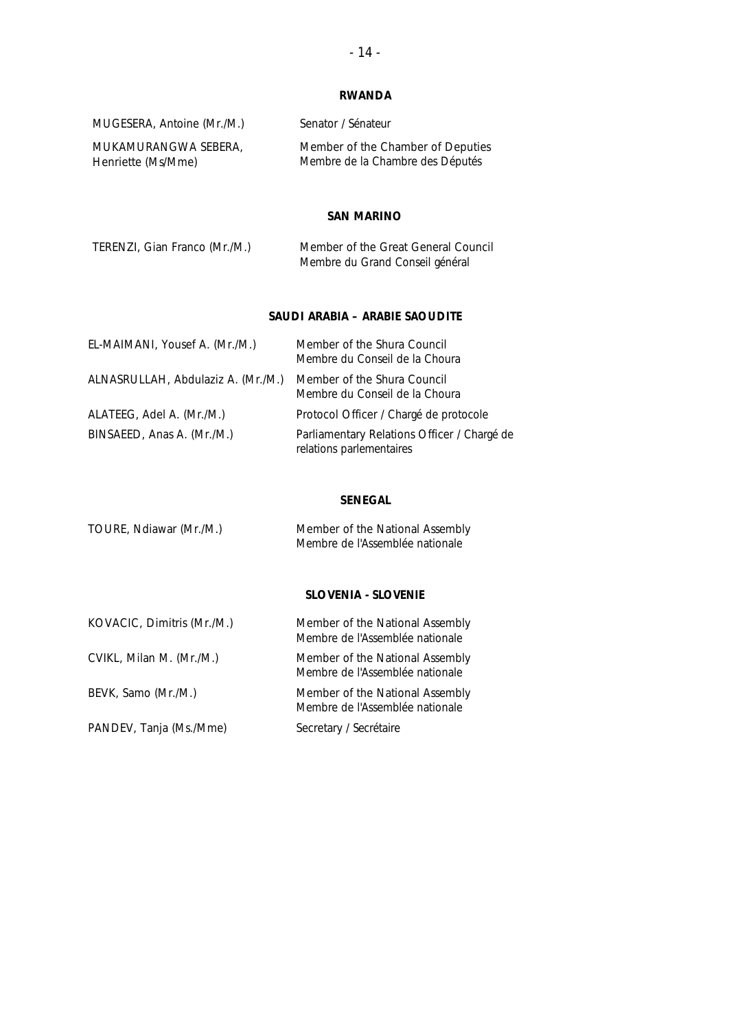**RWANDA**

| | |
|---|---|
| MUGESERA, Antoine (Mr./M.) | Senator / Sénateur |
| MUKAMURANGWA SEBERA, Henriette (Ms/Mme) | Member of the Chamber of Deputies<br>Membre de la Chambre des Députés |

**SAN MARINO**

| | |
|---|---|
| TERENZI, Gian Franco (Mr./M.) | Member of the Great General Council<br>Membre du Grand Conseil général |

**SAUDI ARABIA – ARABIE SAOUDITE**

| | |
|---|---|
| EL-MAIMANI, Yousef A. (Mr./M.) | Member of the Shura Council<br>Membre du Conseil de la Choura |
| ALNASRULLAH, Abdulaziz A. (Mr./M.) | Member of the Shura Council<br>Membre du Conseil de la Choura |
| ALATEEG, Adel A. (Mr./M.) | Protocol Officer / Chargé de protocole |
| BINSAEED, Anas A. (Mr./M.) | Parliamentary Relations Officer / Chargé de relations parlementaires |

**SENEGAL**

| | |
|---|---|
| TOURE, Ndiawar (Mr./M.) | Member of the National Assembly<br>Membre de l'Assemblée nationale |

**SLOVENIA - SLOVENIE**

| | |
|---|---|
| KOVACIC, Dimitris (Mr./M.) | Member of the National Assembly<br>Membre de l'Assemblée nationale |
| CVIKL, Milan M. (Mr./M.) | Member of the National Assembly<br>Membre de l'Assemblée nationale |
| BEVK, Samo (Mr./M.) | Member of the National Assembly<br>Membre de l'Assemblée nationale |
| PANDEV, Tanja (Ms./Mme) | Secretary / Secrétaire |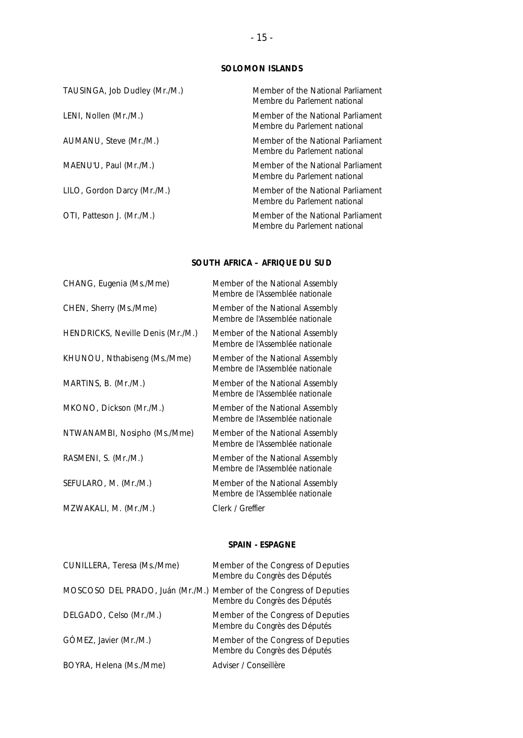## SOLOMON ISLANDS

| | |
|---|---|
| TAUSINGA, Job Dudley (Mr./M.) | Member of the National Parliament<br>Membre du Parlement national |
| LENI, Nollen (Mr./M.) | Member of the National Parliament<br>Membre du Parlement national |
| AUMANU, Steve (Mr./M.) | Member of the National Parliament<br>Membre du Parlement national |
| MAENU'U, Paul (Mr./M.) | Member of the National Parliament<br>Membre du Parlement national |
| LILO, Gordon Darcy (Mr./M.) | Member of the National Parliament<br>Membre du Parlement national |
| OTI, Patteson J. (Mr./M.) | Member of the National Parliament<br>Membre du Parlement national |

## SOUTH AFRICA – AFRIQUE DU SUD

| | |
|---|---|
| CHANG, Eugenia (Ms./Mme) | Member of the National Assembly<br>Membre de l'Assemblée nationale |
| CHEN, Sherry (Ms./Mme) | Member of the National Assembly<br>Membre de l'Assemblée nationale |
| HENDRICKS, Neville Denis (Mr./M.) | Member of the National Assembly<br>Membre de l'Assemblée nationale |
| KHUNOU, Nthabiseng (Ms./Mme) | Member of the National Assembly<br>Membre de l'Assemblée nationale |
| MARTINS, B. (Mr./M.) | Member of the National Assembly<br>Membre de l'Assemblée nationale |
| MKONO, Dickson (Mr./M.) | Member of the National Assembly<br>Membre de l'Assemblée nationale |
| NTWANAMBI, Nosipho (Ms./Mme) | Member of the National Assembly<br>Membre de l'Assemblée nationale |
| RASMENI, S. (Mr./M.) | Member of the National Assembly<br>Membre de l'Assemblée nationale |
| SEFULARO, M. (Mr./M.) | Member of the National Assembly<br>Membre de l'Assemblée nationale |
| MZWAKALI, M. (Mr./M.) | Clerk / Greffier |

## SPAIN - ESPAGNE

| | |
|---|---|
| CUNILLERA, Teresa (Ms./Mme) | Member of the Congress of Deputies<br>Membre du Congrès des Députés |
| MOSCOSO DEL PRADO, Juán (Mr./M.) | Member of the Congress of Deputies<br>Membre du Congrès des Députés |
| DELGADO, Celso (Mr./M.) | Member of the Congress of Deputies<br>Membre du Congrès des Députés |
| GÓMEZ, Javier (Mr./M.) | Member of the Congress of Deputies<br>Membre du Congrès des Députés |
| BOYRA, Helena (Ms./Mme) | Adviser / Conseillère |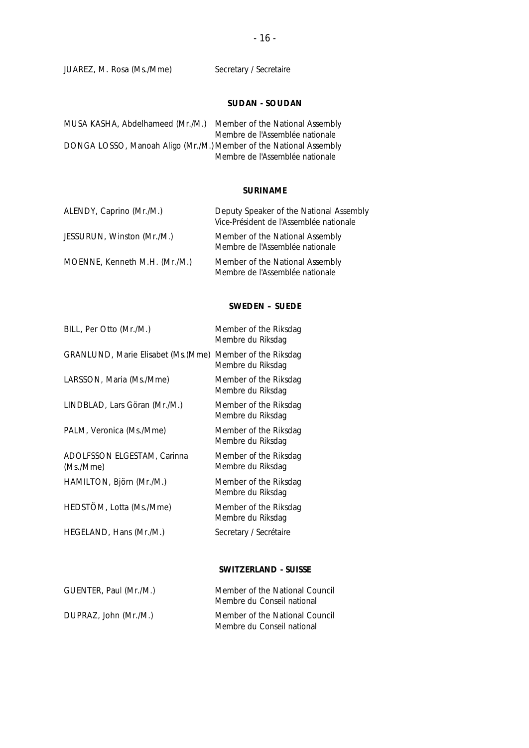JUAREZ, M. Rosa (Ms./Mme) Secretary / Secretaire

### SUDAN - SOUDAN

| | |
|---|---|
| MUSA KASHA, Abdelhameed (Mr./M.) | Member of the National Assembly<br>Membre de l'Assemblée nationale |
| DONGA LOSSO, Manoah Aligo (Mr./M.) | Member of the National Assembly<br>Membre de l'Assemblée nationale |

### SURINAME

| | |
|---|---|
| ALENDY, Caprino (Mr./M.) | Deputy Speaker of the National Assembly<br>Vice-Président de l'Assemblée nationale |
| JESSURUN, Winston (Mr./M.) | Member of the National Assembly<br>Membre de l'Assemblée nationale |
| MOENNE, Kenneth M.H. (Mr./M.) | Member of the National Assembly<br>Membre de l'Assemblée nationale |

### SWEDEN – SUEDE

| | |
|---|---|
| BILL, Per Otto (Mr./M.) | Member of the Riksdag<br>Membre du Riksdag |
| GRANLUND, Marie Elisabet (Ms.(Mme) | Member of the Riksdag<br>Membre du Riksdag |
| LARSSON, Maria (Ms./Mme) | Member of the Riksdag<br>Membre du Riksdag |
| LINDBLAD, Lars Göran (Mr./M.) | Member of the Riksdag<br>Membre du Riksdag |
| PALM, Veronica (Ms./Mme) | Member of the Riksdag<br>Membre du Riksdag |
| ADOLFSSON ELGESTAM, Carinna (Ms./Mme) | Member of the Riksdag<br>Membre du Riksdag |
| HAMILTON, Björn (Mr./M.) | Member of the Riksdag<br>Membre du Riksdag |
| HEDSTÖM, Lotta (Ms./Mme) | Member of the Riksdag<br>Membre du Riksdag |
| HEGELAND, Hans (Mr./M.) | Secretary / Secrétaire |

### SWITZERLAND - SUISSE

| | |
|---|---|
| GUENTER, Paul (Mr./M.) | Member of the National Council<br>Membre du Conseil national |
| DUPRAZ, John (Mr./M.) | Member of the National Council<br>Membre du Conseil national |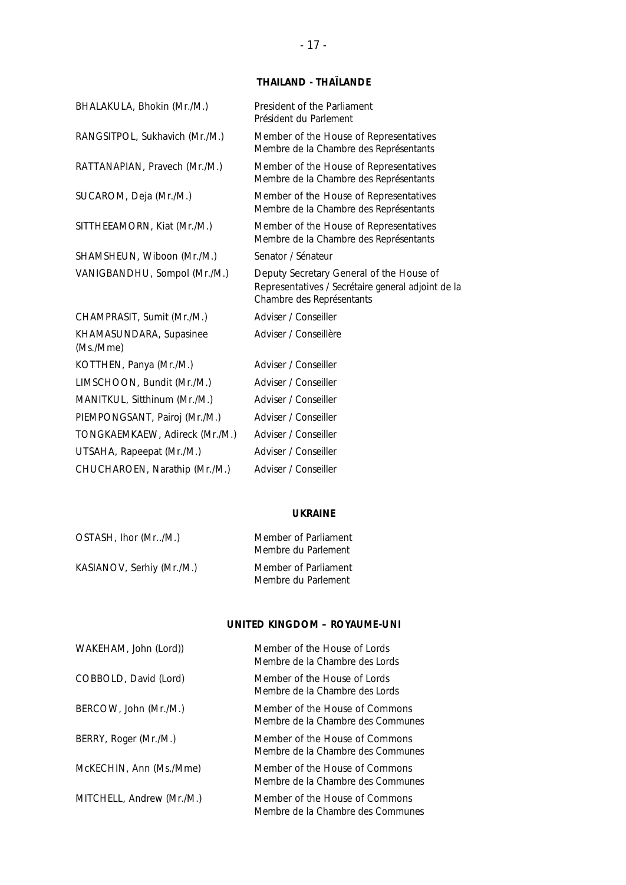## THAILAND - THAÏLANDE

| | |
|---|---|
| BHALAKULA, Bhokin (Mr./M.) | President of the Parliament<br>Président du Parlement |
| RANGSITPOL, Sukhavich (Mr./M.) | Member of the House of Representatives<br>Membre de la Chambre des Représentants |
| RATTANAPIAN, Pravech (Mr./M.) | Member of the House of Representatives<br>Membre de la Chambre des Représentants |
| SUCAROM, Deja (Mr./M.) | Member of the House of Representatives<br>Membre de la Chambre des Représentants |
| SITTHEEAMORN, Kiat (Mr./M.) | Member of the House of Representatives<br>Membre de la Chambre des Représentants |
| SHAMSHEUN, Wiboon (Mr./M.) | Senator / Sénateur |
| VANIGBANDHU, Sompol (Mr./M.) | Deputy Secretary General of the House of Representatives / Secrétaire general adjoint de la Chambre des Représentants |
| CHAMPRASIT, Sumit (Mr./M.) | Adviser / Conseiller |
| KHAMASUNDARA, Supasinee (Ms./Mme) | Adviser / Conseillère |
| KOTTHEN, Panya (Mr./M.) | Adviser / Conseiller |
| LIMSCHOON, Bundit (Mr./M.) | Adviser / Conseiller |
| MANITKUL, Sitthinum (Mr./M.) | Adviser / Conseiller |
| PIEMPONGSANT, Pairoj (Mr./M.) | Adviser / Conseiller |
| TONGKAEMKAEW, Adireck (Mr./M.) | Adviser / Conseiller |
| UTSAHA, Rapeepat (Mr./M.) | Adviser / Conseiller |
| CHUCHAROEN, Narathip (Mr./M.) | Adviser / Conseiller |

## UKRAINE

| | |
|---|---|
| OSTASH, Ihor (Mr../M.) | Member of Parliament<br>Membre du Parlement |
| KASIANOV, Serhiy (Mr./M.) | Member of Parliament<br>Membre du Parlement |

## UNITED KINGDOM – ROYAUME-UNI

| | |
|---|---|
| WAKEHAM, John (Lord)) | Member of the House of Lords<br>Membre de la Chambre des Lords |
| COBBOLD, David (Lord) | Member of the House of Lords<br>Membre de la Chambre des Lords |
| BERCOW, John (Mr./M.) | Member of the House of Commons<br>Membre de la Chambre des Communes |
| BERRY, Roger (Mr./M.) | Member of the House of Commons<br>Membre de la Chambre des Communes |
| McKECHIN, Ann (Ms./Mme) | Member of the House of Commons<br>Membre de la Chambre des Communes |
| MITCHELL, Andrew (Mr./M.) | Member of the House of Commons<br>Membre de la Chambre des Communes |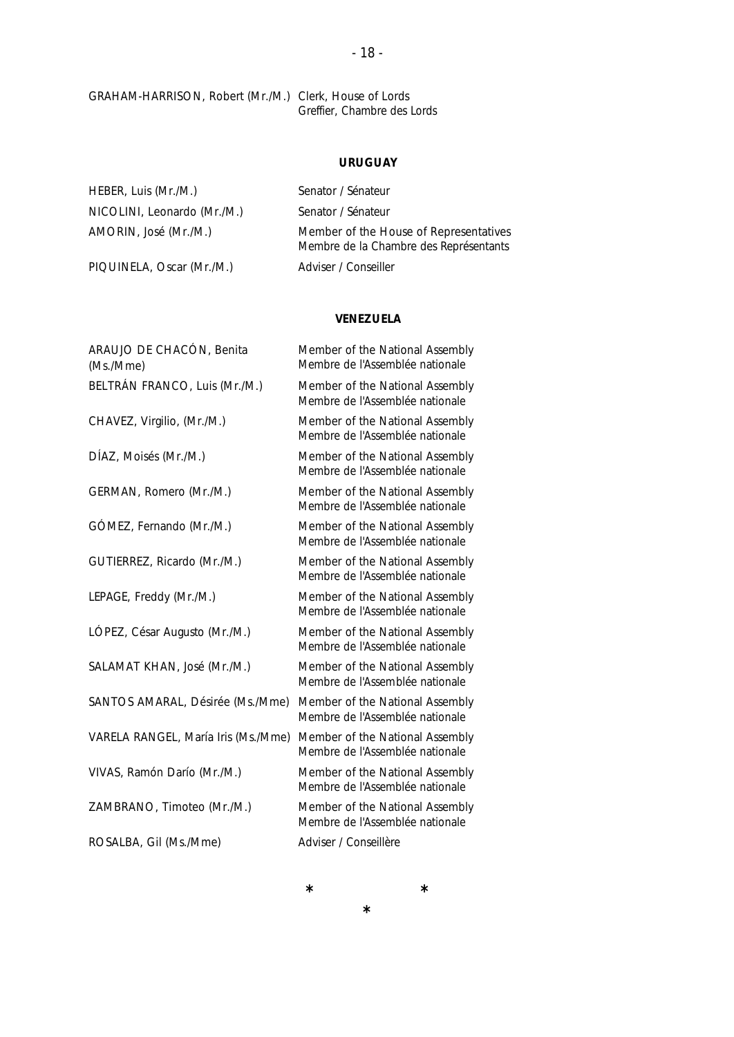GRAHAM-HARRISON, Robert (Mr./M.) Clerk, House of Lords
Greffier, Chambre des Lords

**URUGUAY**

| | |
|---|---|
| HEBER, Luis (Mr./M.) | Senator / Sénateur |
| NICOLINI, Leonardo (Mr./M.) | Senator / Sénateur |
| AMORIN, José (Mr./M.) | Member of the House of Representatives<br>Membre de la Chambre des Représentants |
| PIQUINELA, Oscar (Mr./M.) | Adviser / Conseiller |

**VENEZUELA**

| | |
|---|---|
| ARAUJO DE CHACÓN, Benita (Ms./Mme) | Member of the National Assembly<br>Membre de l'Assemblée nationale |
| BELTRÁN FRANCO, Luis (Mr./M.) | Member of the National Assembly<br>Membre de l'Assemblée nationale |
| CHAVEZ, Virgilio, (Mr./M.) | Member of the National Assembly<br>Membre de l'Assemblée nationale |
| DÍAZ, Moisés (Mr./M.) | Member of the National Assembly<br>Membre de l'Assemblée nationale |
| GERMAN, Romero (Mr./M.) | Member of the National Assembly<br>Membre de l'Assemblée nationale |
| GÓMEZ, Fernando (Mr./M.) | Member of the National Assembly<br>Membre de l'Assemblée nationale |
| GUTIERREZ, Ricardo (Mr./M.) | Member of the National Assembly<br>Membre de l'Assemblée nationale |
| LEPAGE, Freddy (Mr./M.) | Member of the National Assembly<br>Membre de l'Assemblée nationale |
| LÓPEZ, César Augusto (Mr./M.) | Member of the National Assembly<br>Membre de l'Assemblée nationale |
| SALAMAT KHAN, José (Mr./M.) | Member of the National Assembly<br>Membre de l'Assemblée nationale |
| SANTOS AMARAL, Désirée (Ms./Mme) | Member of the National Assembly<br>Membre de l'Assemblée nationale |
| VARELA RANGEL, María Iris (Ms./Mme) | Member of the National Assembly<br>Membre de l'Assemblée nationale |
| VIVAS, Ramón Darío (Mr./M.) | Member of the National Assembly<br>Membre de l'Assemblée nationale |
| ZAMBRANO, Timoteo (Mr./M.) | Member of the National Assembly<br>Membre de l'Assemblée nationale |
| ROSALBA, Gil (Ms./Mme) | Adviser / Conseillère |

\*   \*
\*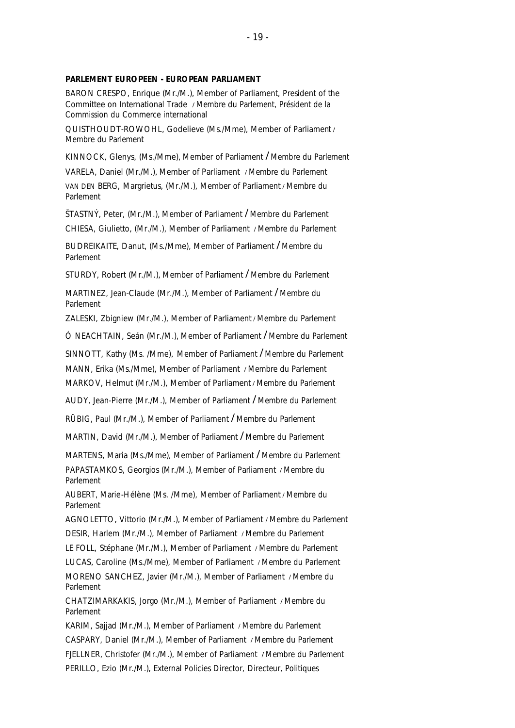**PARLEMENT EUROPEEN - EUROPEAN PARLIAMENT**

BARON CRESPO, Enrique (Mr./M.), Member of Parliament, President of the Committee on International Trade / Membre du Parlement, Président de la Commission du Commerce international

QUISTHOUDT-ROWOHL, Godelieve (Ms./Mme), Member of Parliament / Membre du Parlement

KINNOCK, Glenys, (Ms./Mme), Member of Parliament / Membre du Parlement

VARELA, Daniel (Mr./M.), Member of Parliament / Membre du Parlement

VAN DEN BERG, Margrietus, (Mr./M.), Member of Parliament / Membre du Parlement

ŠTASTNÝ, Peter, (Mr./M.), Member of Parliament / Membre du Parlement

CHIESA, Giulietto, (Mr./M.), Member of Parliament / Membre du Parlement

BUDREIKAITE, Danut, (Ms./Mme), Member of Parliament / Membre du Parlement

STURDY, Robert (Mr./M.), Member of Parliament / Membre du Parlement

MARTINEZ, Jean-Claude (Mr./M.), Member of Parliament / Membre du Parlement

ZALESKI, Zbigniew (Mr./M.), Member of Parliament / Membre du Parlement

Ó NEACHTAIN, Seán (Mr./M.), Member of Parliament / Membre du Parlement

SINNOTT, Kathy (Ms. /Mme), Member of Parliament / Membre du Parlement

MANN, Erika (Ms./Mme), Member of Parliament / Membre du Parlement

MARKOV, Helmut (Mr./M.), Member of Parliament / Membre du Parlement

AUDY, Jean-Pierre (Mr./M.), Member of Parliament / Membre du Parlement

RÜBIG, Paul (Mr./M.), Member of Parliament / Membre du Parlement

MARTIN, David (Mr./M.), Member of Parliament / Membre du Parlement

MARTENS, Maria (Ms./Mme), Member of Parliament / Membre du Parlement

PAPASTAMKOS, Georgios (Mr./M.), Member of Parliament / Membre du Parlement

AUBERT, Marie-Hélène (Ms. /Mme), Member of Parliament / Membre du Parlement

AGNOLETTO, Vittorio (Mr./M.), Member of Parliament / Membre du Parlement

DESIR, Harlem (Mr./M.), Member of Parliament / Membre du Parlement

LE FOLL, Stéphane (Mr./M.), Member of Parliament / Membre du Parlement

LUCAS, Caroline (Ms./Mme), Member of Parliament / Membre du Parlement

MORENO SANCHEZ, Javier (Mr./M.), Member of Parliament / Membre du Parlement

CHATZIMARKAKIS, Jorgo (Mr./M.), Member of Parliament / Membre du Parlement

KARIM, Sajjad (Mr./M.), Member of Parliament / Membre du Parlement

CASPARY, Daniel (Mr./M.), Member of Parliament / Membre du Parlement

FJELLNER, Christofer (Mr./M.), Member of Parliament / Membre du Parlement

PERILLO, Ezio (Mr./M.), External Policies Director, Directeur, Politiques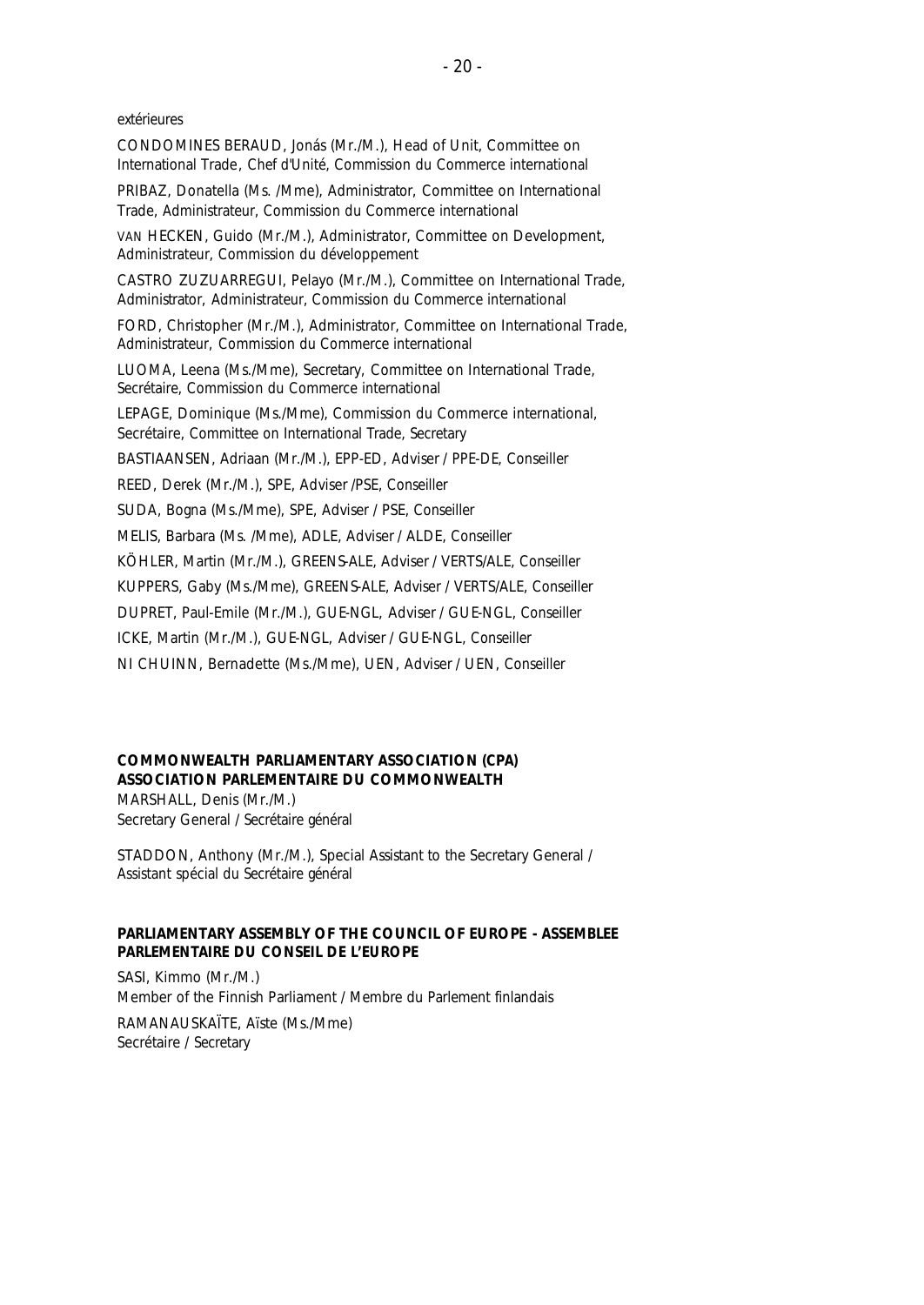extérieures

CONDOMINES BERAUD, Jonás (Mr./M.), Head of Unit, Committee on International Trade, Chef d'Unité, Commission du Commerce international

PRIBAZ, Donatella (Ms. /Mme), Administrator, Committee on International Trade, Administrateur, Commission du Commerce international

VAN HECKEN, Guido (Mr./M.), Administrator, Committee on Development, Administrateur, Commission du développement

CASTRO ZUZUARREGUI, Pelayo (Mr./M.), Committee on International Trade, Administrator, Administrateur, Commission du Commerce international

FORD, Christopher (Mr./M.), Administrator, Committee on International Trade, Administrateur, Commission du Commerce international

LUOMA, Leena (Ms./Mme), Secretary, Committee on International Trade, Secrétaire, Commission du Commerce international

LEPAGE, Dominique (Ms./Mme), Commission du Commerce international, Secrétaire, Committee on International Trade, Secretary

BASTIAANSEN, Adriaan (Mr./M.), EPP-ED, Adviser / PPE-DE, Conseiller

REED, Derek (Mr./M.), SPE, Adviser /PSE, Conseiller

SUDA, Bogna (Ms./Mme), SPE, Adviser / PSE, Conseiller

MELIS, Barbara (Ms. /Mme), ADLE, Adviser / ALDE, Conseiller

KÖHLER, Martin (Mr./M.), GREENS-ALE, Adviser / VERTS/ALE, Conseiller

KUPPERS, Gaby (Ms./Mme), GREENS-ALE, Adviser / VERTS/ALE, Conseiller

DUPRET, Paul-Emile (Mr./M.), GUE-NGL, Adviser / GUE-NGL, Conseiller

ICKE, Martin (Mr./M.), GUE-NGL, Adviser / GUE-NGL, Conseiller

NI CHUINN, Bernadette (Ms./Mme), UEN, Adviser / UEN, Conseiller

**COMMONWEALTH PARLIAMENTARY ASSOCIATION (CPA)**
**ASSOCIATION PARLEMENTAIRE DU COMMONWEALTH**

MARSHALL, Denis (Mr./M.)
Secretary General / Secrétaire général

STADDON, Anthony (Mr./M.), Special Assistant to the Secretary General / Assistant spécial du Secrétaire général

**PARLIAMENTARY ASSEMBLY OF THE COUNCIL OF EUROPE - ASSEMBLEE PARLEMENTAIRE DU CONSEIL DE L'EUROPE**

SASI, Kimmo (Mr./M.)
Member of the Finnish Parliament / Membre du Parlement finlandais

RAMANAUSKAÏTE, Aïste (Ms./Mme)
Secrétaire / Secretary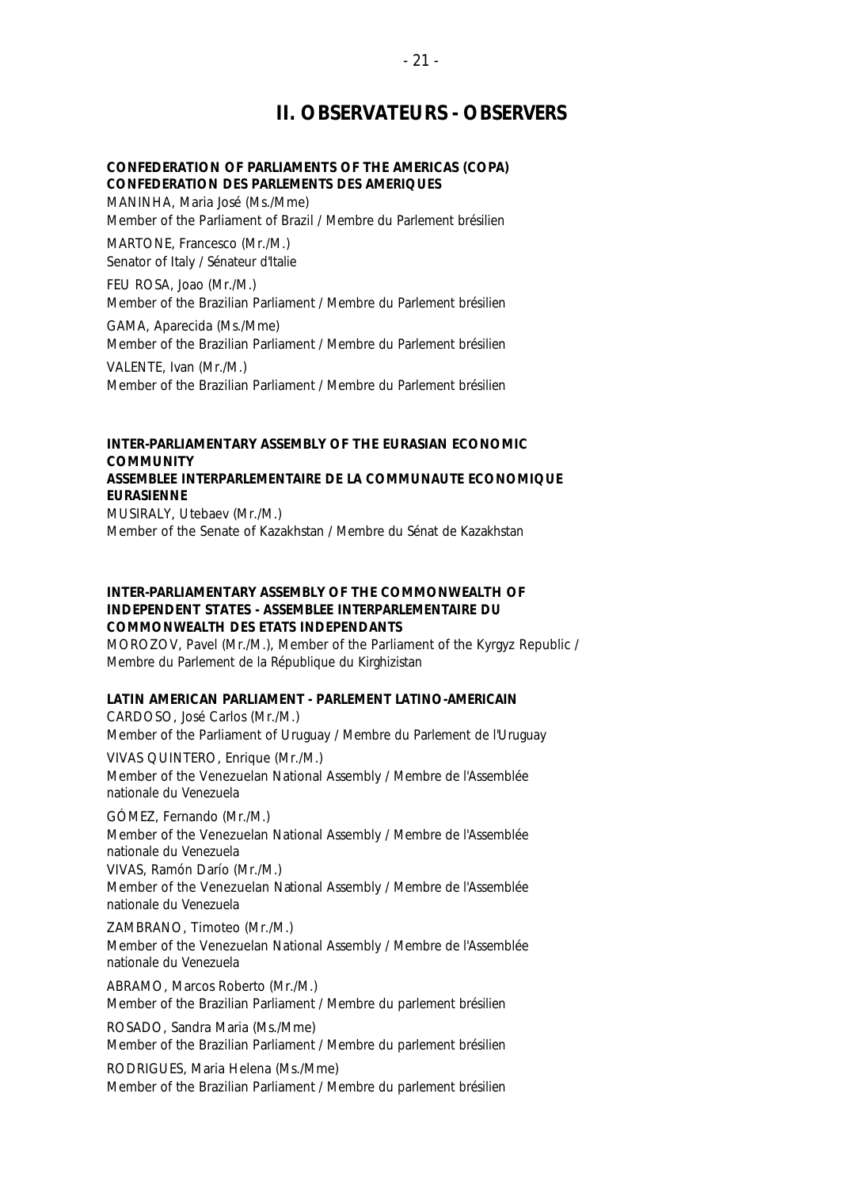## II. OBSERVATEURS - OBSERVERS

**CONFEDERATION OF PARLIAMENTS OF THE AMERICAS (COPA)**
**CONFEDERATION DES PARLEMENTS DES AMERIQUES**

MANINHA, Maria José (Ms./Mme)
Member of the Parliament of Brazil / Membre du Parlement brésilien

MARTONE, Francesco (Mr./M.)
Senator of Italy / Sénateur d'Italie

FEU ROSA, Joao (Mr./M.)
Member of the Brazilian Parliament / Membre du Parlement brésilien

GAMA, Aparecida (Ms./Mme)
Member of the Brazilian Parliament / Membre du Parlement brésilien

VALENTE, Ivan (Mr./M.)
Member of the Brazilian Parliament / Membre du Parlement brésilien

**INTER-PARLIAMENTARY ASSEMBLY OF THE EURASIAN ECONOMIC COMMUNITY**
**ASSEMBLEE INTERPARLEMENTAIRE DE LA COMMUNAUTE ECONOMIQUE EURASIENNE**

MUSIRALY, Utebaev (Mr./M.)
Member of the Senate of Kazakhstan / Membre du Sénat de Kazakhstan

**INTER-PARLIAMENTARY ASSEMBLY OF THE COMMONWEALTH OF INDEPENDENT STATES - ASSEMBLEE INTERPARLEMENTAIRE DU COMMONWEALTH DES ETATS INDEPENDANTS**

MOROZOV, Pavel (Mr./M.), Member of the Parliament of the Kyrgyz Republic / Membre du Parlement de la République du Kirghizistan

**LATIN AMERICAN PARLIAMENT - PARLEMENT LATINO-AMERICAIN**

CARDOSO, José Carlos (Mr./M.)
Member of the Parliament of Uruguay / Membre du Parlement de l'Uruguay

VIVAS QUINTERO, Enrique (Mr./M.)
Member of the Venezuelan National Assembly / Membre de l'Assemblée nationale du Venezuela

GÓMEZ, Fernando (Mr./M.)
Member of the Venezuelan National Assembly / Membre de l'Assemblée nationale du Venezuela

VIVAS, Ramón Darío (Mr./M.)
Member of the Venezuelan National Assembly / Membre de l'Assemblée nationale du Venezuela

ZAMBRANO, Timoteo (Mr./M.)
Member of the Venezuelan National Assembly / Membre de l'Assemblée nationale du Venezuela

ABRAMO, Marcos Roberto (Mr./M.)
Member of the Brazilian Parliament / Membre du parlement brésilien

ROSADO, Sandra Maria (Ms./Mme)
Member of the Brazilian Parliament / Membre du parlement brésilien

RODRIGUES, Maria Helena (Ms./Mme)
Member of the Brazilian Parliament / Membre du parlement brésilien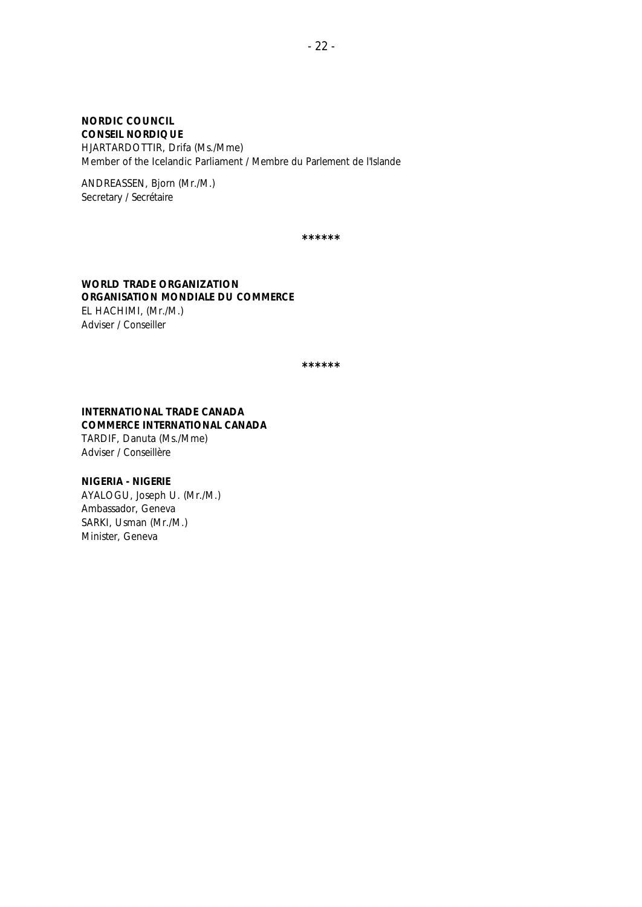**NORDIC COUNCIL**
**CONSEIL NORDIQUE**
HJARTARDOTTIR, Drifa (Ms./Mme)
Member of the Icelandic Parliament / Membre du Parlement de l'Islande

ANDREASSEN, Bjorn (Mr./M.)
Secretary / Secrétaire

******

**WORLD TRADE ORGANIZATION**
**ORGANISATION MONDIALE DU COMMERCE**
EL HACHIMI, (Mr./M.)
Adviser / Conseiller

******

**INTERNATIONAL TRADE CANADA**
**COMMERCE INTERNATIONAL CANADA**
TARDIF, Danuta (Ms./Mme)
Adviser / Conseillère

**NIGERIA - NIGERIE**
AYALOGU, Joseph U. (Mr./M.)
Ambassador, Geneva
SARKI, Usman (Mr./M.)
Minister, Geneva